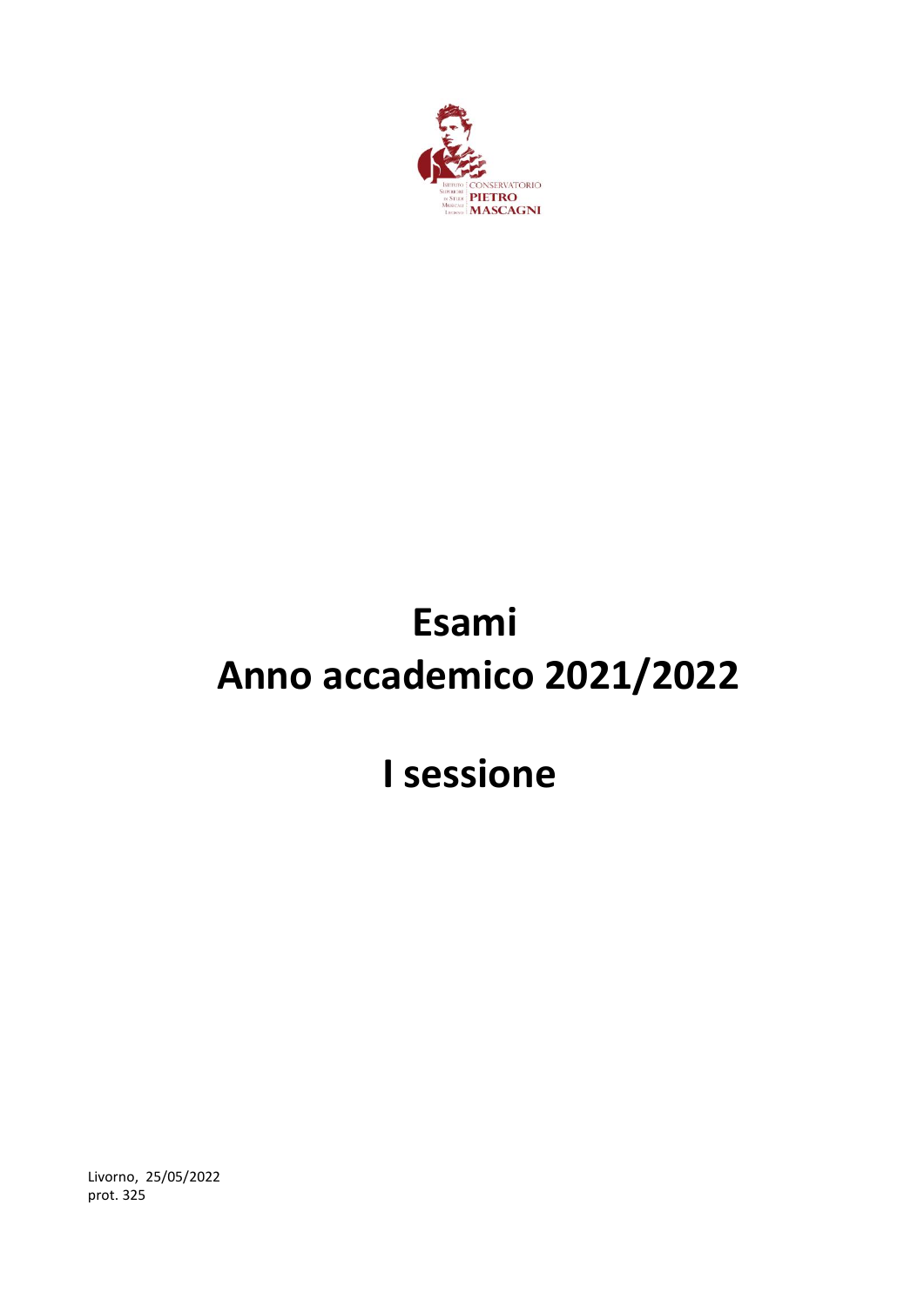ISTITUTO SUPERIORE DI STUDI MUSICALI LIVORNO

CONSERVATORIO PIETRO MASCAGNI

# Esami

# Anno accademico 2021/2022

# I sessione

Livorno, 25/05/2022
prot. 325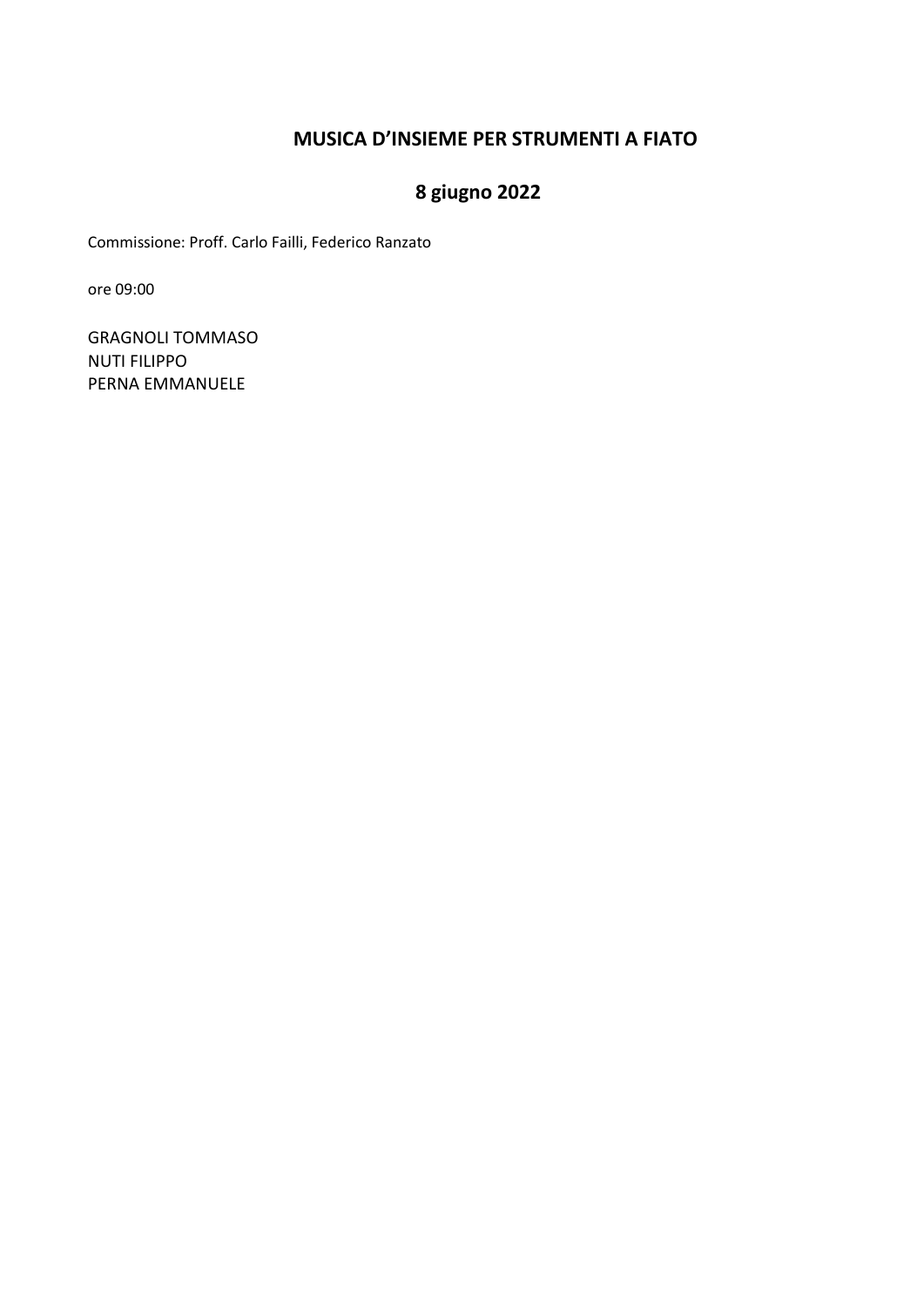## MUSICA D'INSIEME PER STRUMENTI A FIATO

## 8 giugno 2022

Commissione: Proff. Carlo Failli, Federico Ranzato

ore 09:00

GRAGNOLI TOMMASO
NUTI FILIPPO
PERNA EMMANUELE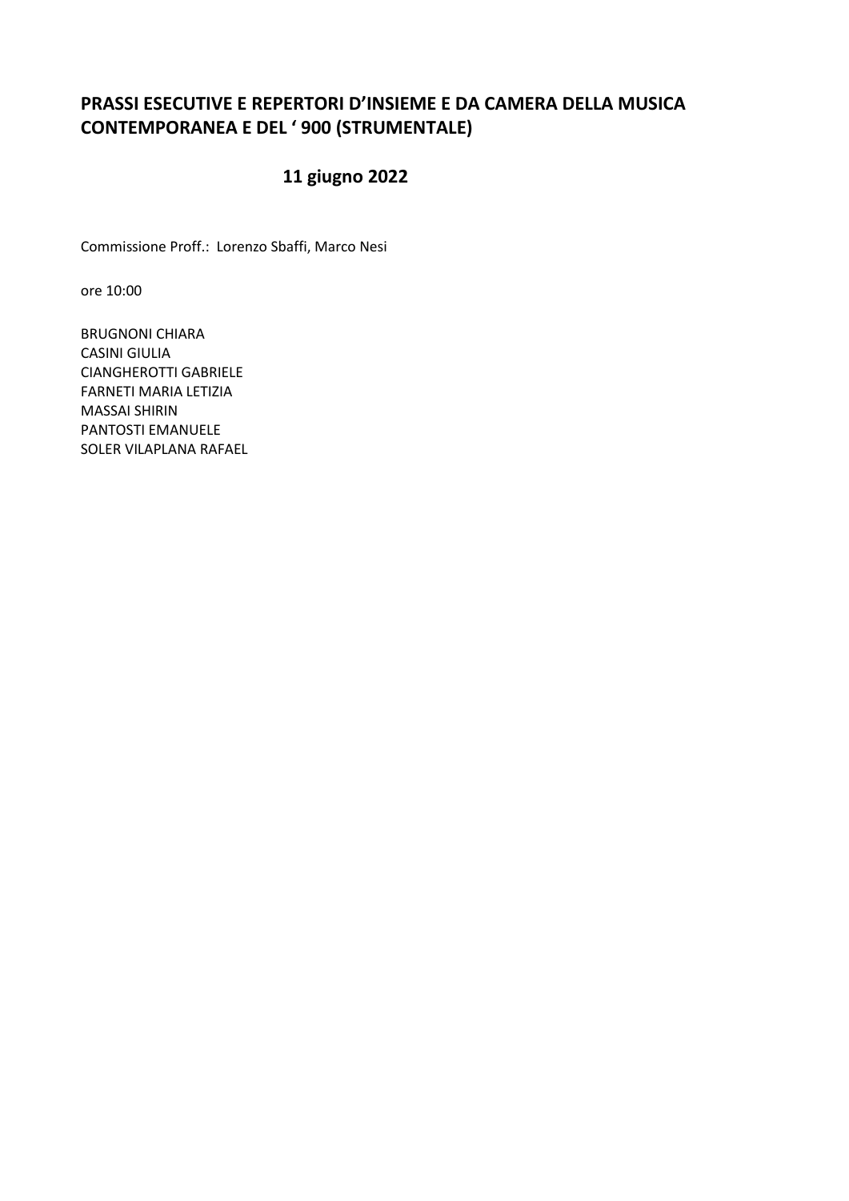## PRASSI ESECUTIVE E REPERTORI D'INSIEME E DA CAMERA DELLA MUSICA CONTEMPORANEA E DEL ' 900 (STRUMENTALE)

### 11 giugno 2022

Commissione Proff.: Lorenzo Sbaffi, Marco Nesi

ore 10:00

BRUGNONI CHIARA
CASINI GIULIA
CIANGHEROTTI GABRIELE
FARNETI MARIA LETIZIA
MASSAI SHIRIN
PANTOSTI EMANUELE
SOLER VILAPLANA RAFAEL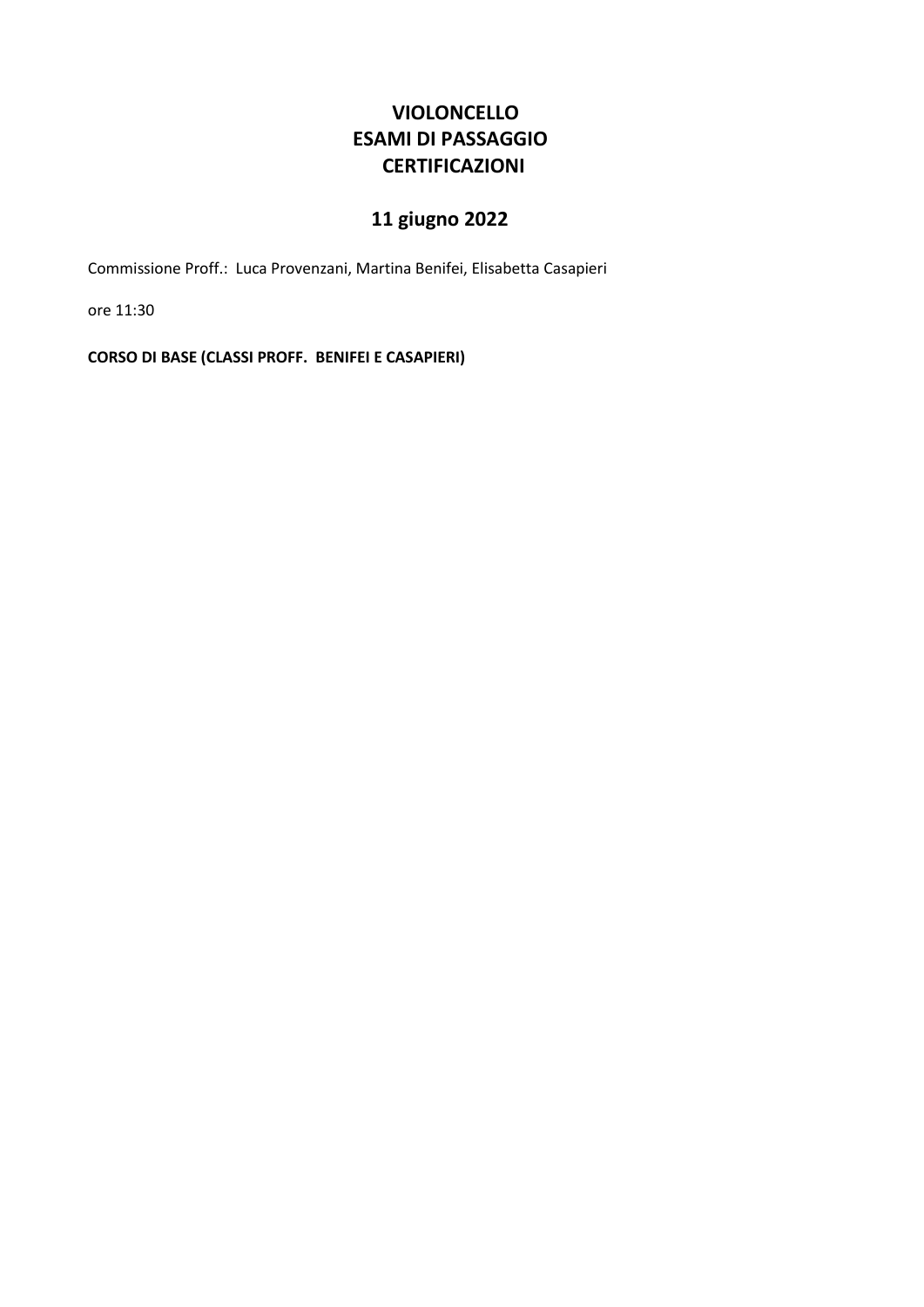# VIOLONCELLO
# ESAMI DI PASSAGGIO
# CERTIFICAZIONI

## 11 giugno 2022

Commissione Proff.: Luca Provenzani, Martina Benifei, Elisabetta Casapieri

ore 11:30

**CORSO DI BASE (CLASSI PROFF. BENIFEI E CASAPIERI)**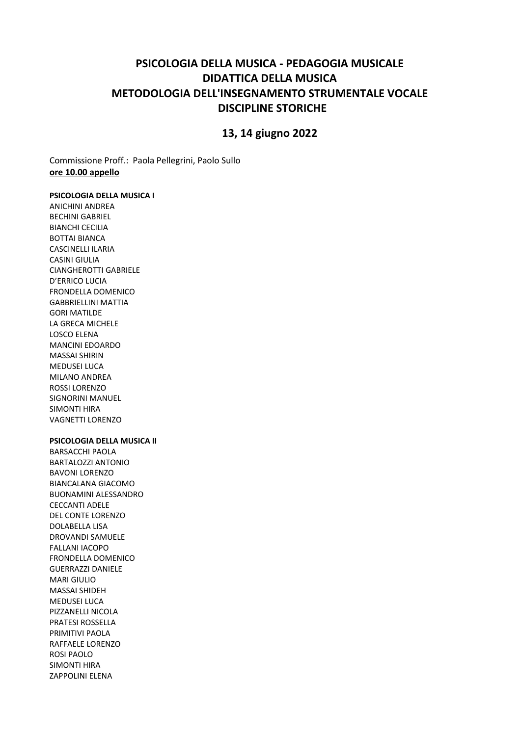# PSICOLOGIA DELLA MUSICA - PEDAGOGIA MUSICALE
# DIDATTICA DELLA MUSICA
# METODOLOGIA DELL'INSEGNAMENTO STRUMENTALE VOCALE
# DISCIPLINE STORICHE

## 13, 14 giugno 2022

Commissione Proff.: Paola Pellegrini, Paolo Sullo
**ore 10.00 appello**

**PSICOLOGIA DELLA MUSICA I**

ANICHINI ANDREA
BECHINI GABRIEL
BIANCHI CECILIA
BOTTAI BIANCA
CASCINELLI ILARIA
CASINI GIULIA
CIANGHEROTTI GABRIELE
D'ERRICO LUCIA
FRONDELLA DOMENICO
GABBRIELLINI MATTIA
GORI MATILDE
LA GRECA MICHELE
LOSCO ELENA
MANCINI EDOARDO
MASSAI SHIRIN
MEDUSEI LUCA
MILANO ANDREA
ROSSI LORENZO
SIGNORINI MANUEL
SIMONTI HIRA
VAGNETTI LORENZO

**PSICOLOGIA DELLA MUSICA II**

BARSACCHI PAOLA
BARTALOZZI ANTONIO
BAVONI LORENZO
BIANCALANA GIACOMO
BUONAMINI ALESSANDRO
CECCANTI ADELE
DEL CONTE LORENZO
DOLABELLA LISA
DROVANDI SAMUELE
FALLANI IACOPO
FRONDELLA DOMENICO
GUERRAZZI DANIELE
MARI GIULIO
MASSAI SHIDEH
MEDUSEI LUCA
PIZZANELLI NICOLA
PRATESI ROSSELLA
PRIMITIVI PAOLA
RAFFAELE LORENZO
ROSI PAOLO
SIMONTI HIRA
ZAPPOLINI ELENA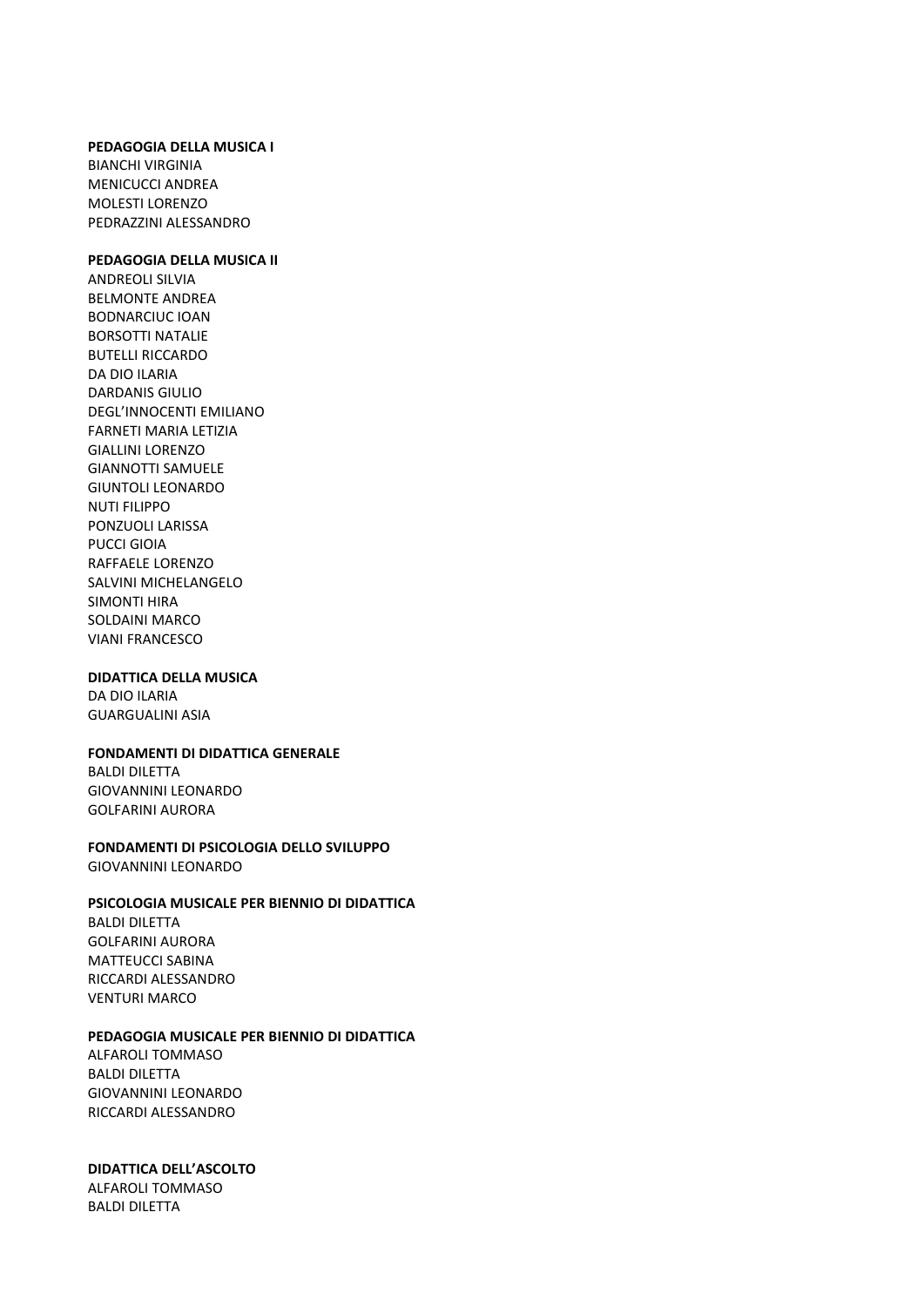**PEDAGOGIA DELLA MUSICA I**
BIANCHI VIRGINIA
MENICUCCI ANDREA
MOLESTI LORENZO
PEDRAZZINI ALESSANDRO

**PEDAGOGIA DELLA MUSICA II**
ANDREOLI SILVIA
BELMONTE ANDREA
BODNARCIUC IOAN
BORSOTTI NATALIE
BUTELLI RICCARDO
DA DIO ILARIA
DARDANIS GIULIO
DEGL'INNOCENTI EMILIANO
FARNETI MARIA LETIZIA
GIALLINI LORENZO
GIANNOTTI SAMUELE
GIUNTOLI LEONARDO
NUTI FILIPPO
PONZUOLI LARISSA
PUCCI GIOIA
RAFFAELE LORENZO
SALVINI MICHELANGELO
SIMONTI HIRA
SOLDAINI MARCO
VIANI FRANCESCO

**DIDATTICA DELLA MUSICA**
DA DIO ILARIA
GUARGUALINI ASIA

**FONDAMENTI DI DIDATTICA GENERALE**
BALDI DILETTA
GIOVANNINI LEONARDO
GOLFARINI AURORA

**FONDAMENTI DI PSICOLOGIA DELLO SVILUPPO**
GIOVANNINI LEONARDO

**PSICOLOGIA MUSICALE PER BIENNIO DI DIDATTICA**
BALDI DILETTA
GOLFARINI AURORA
MATTEUCCI SABINA
RICCARDI ALESSANDRO
VENTURI MARCO

**PEDAGOGIA MUSICALE PER BIENNIO DI DIDATTICA**
ALFAROLI TOMMASO
BALDI DILETTA
GIOVANNINI LEONARDO
RICCARDI ALESSANDRO

**DIDATTICA DELL'ASCOLTO**
ALFAROLI TOMMASO
BALDI DILETTA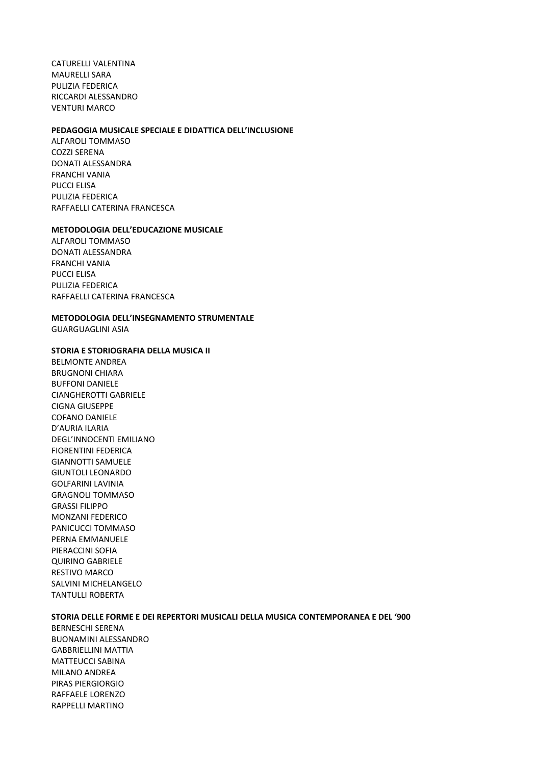CATURELLI VALENTINA
MAURELLI SARA
PULIZIA FEDERICA
RICCARDI ALESSANDRO
VENTURI MARCO

**PEDAGOGIA MUSICALE SPECIALE E DIDATTICA DELL'INCLUSIONE**

ALFAROLI TOMMASO
COZZI SERENA
DONATI ALESSANDRA
FRANCHI VANIA
PUCCI ELISA
PULIZIA FEDERICA
RAFFAELLI CATERINA FRANCESCA

**METODOLOGIA DELL'EDUCAZIONE MUSICALE**

ALFAROLI TOMMASO
DONATI ALESSANDRA
FRANCHI VANIA
PUCCI ELISA
PULIZIA FEDERICA
RAFFAELLI CATERINA FRANCESCA

**METODOLOGIA DELL'INSEGNAMENTO STRUMENTALE**

GUARGUAGLINI ASIA

**STORIA E STORIOGRAFIA DELLA MUSICA II**

BELMONTE ANDREA
BRUGNONI CHIARA
BUFFONI DANIELE
CIANGHEROTTI GABRIELE
CIGNA GIUSEPPE
COFANO DANIELE
D'AURIA ILARIA
DEGL'INNOCENTI EMILIANO
FIORENTINI FEDERICA
GIANNOTTI SAMUELE
GIUNTOLI LEONARDO
GOLFARINI LAVINIA
GRAGNOLI TOMMASO
GRASSI FILIPPO
MONZANI FEDERICO
PANICUCCI TOMMASO
PERNA EMMANUELE
PIERACCINI SOFIA
QUIRINO GABRIELE
RESTIVO MARCO
SALVINI MICHELANGELO
TANTULLI ROBERTA

**STORIA DELLE FORME E DEI REPERTORI MUSICALI DELLA MUSICA CONTEMPORANEA E DEL '900**

BERNESCHI SERENA
BUONAMINI ALESSANDRO
GABBRIELLINI MATTIA
MATTEUCCI SABINA
MILANO ANDREA
PIRAS PIERGIORGIO
RAFFAELE LORENZO
RAPPELLI MARTINO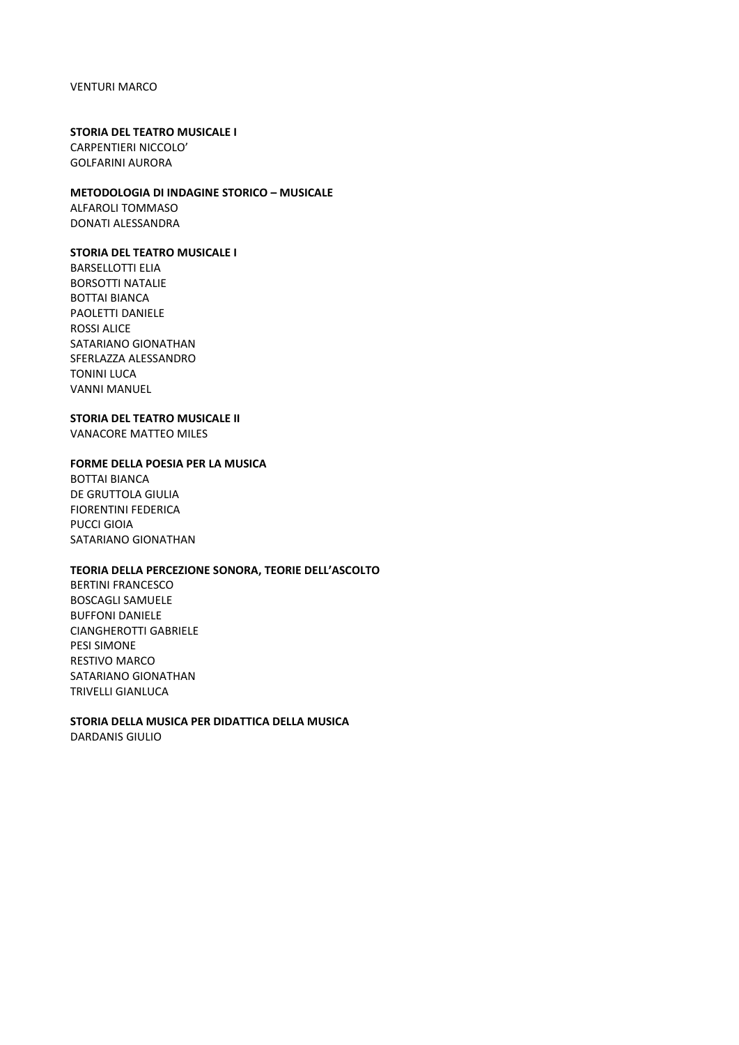VENTURI MARCO

**STORIA DEL TEATRO MUSICALE I**

CARPENTIERI NICCOLO'
GOLFARINI AURORA

**METODOLOGIA DI INDAGINE STORICO – MUSICALE**

ALFAROLI TOMMASO
DONATI ALESSANDRA

**STORIA DEL TEATRO MUSICALE I**

BARSELLOTTI ELIA
BORSOTTI NATALIE
BOTTAI BIANCA
PAOLETTI DANIELE
ROSSI ALICE
SATARIANO GIONATHAN
SFERLAZZA ALESSANDRO
TONINI LUCA
VANNI MANUEL

**STORIA DEL TEATRO MUSICALE II**

VANACORE MATTEO MILES

**FORME DELLA POESIA PER LA MUSICA**

BOTTAI BIANCA
DE GRUTTOLA GIULIA
FIORENTINI FEDERICA
PUCCI GIOIA
SATARIANO GIONATHAN

**TEORIA DELLA PERCEZIONE SONORA, TEORIE DELL'ASCOLTO**

BERTINI FRANCESCO
BOSCAGLI SAMUELE
BUFFONI DANIELE
CIANGHEROTTI GABRIELE
PESI SIMONE
RESTIVO MARCO
SATARIANO GIONATHAN
TRIVELLI GIANLUCA

**STORIA DELLA MUSICA PER DIDATTICA DELLA MUSICA**

DARDANIS GIULIO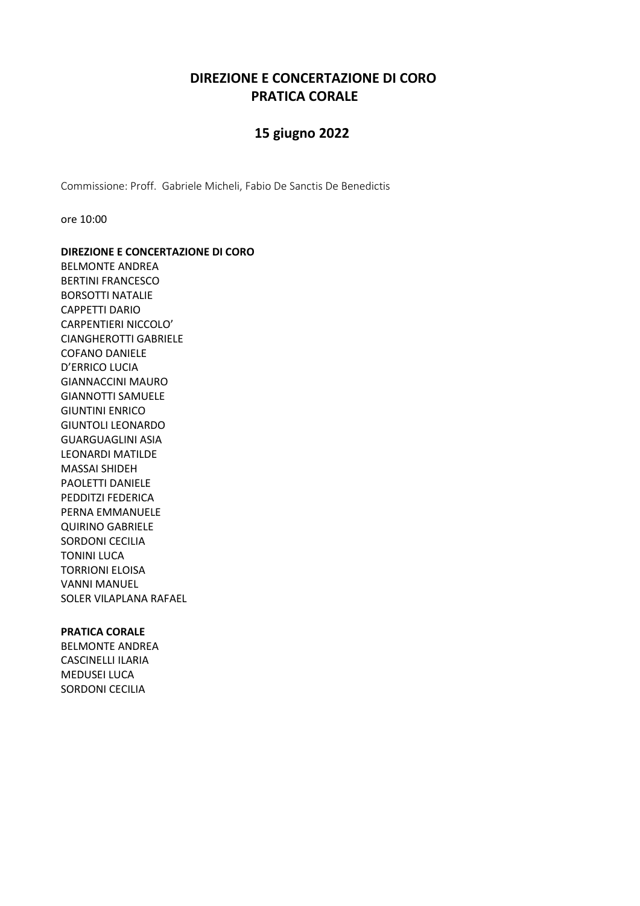# DIREZIONE E CONCERTAZIONE DI CORO
# PRATICA CORALE

## 15 giugno 2022

Commissione: Proff. Gabriele Micheli, Fabio De Sanctis De Benedictis

ore 10:00

**DIREZIONE E CONCERTAZIONE DI CORO**

BELMONTE ANDREA
BERTINI FRANCESCO
BORSOTTI NATALIE
CAPPETTI DARIO
CARPENTIERI NICCOLO'
CIANGHEROTTI GABRIELE
COFANO DANIELE
D'ERRICO LUCIA
GIANNACCINI MAURO
GIANNOTTI SAMUELE
GIUNTINI ENRICO
GIUNTOLI LEONARDO
GUARGUAGLINI ASIA
LEONARDI MATILDE
MASSAI SHIDEH
PAOLETTI DANIELE
PEDDITZI FEDERICA
PERNA EMMANUELE
QUIRINO GABRIELE
SORDONI CECILIA
TONINI LUCA
TORRIONI ELOISA
VANNI MANUEL
SOLER VILAPLANA RAFAEL

**PRATICA CORALE**

BELMONTE ANDREA
CASCINELLI ILARIA
MEDUSEI LUCA
SORDONI CECILIA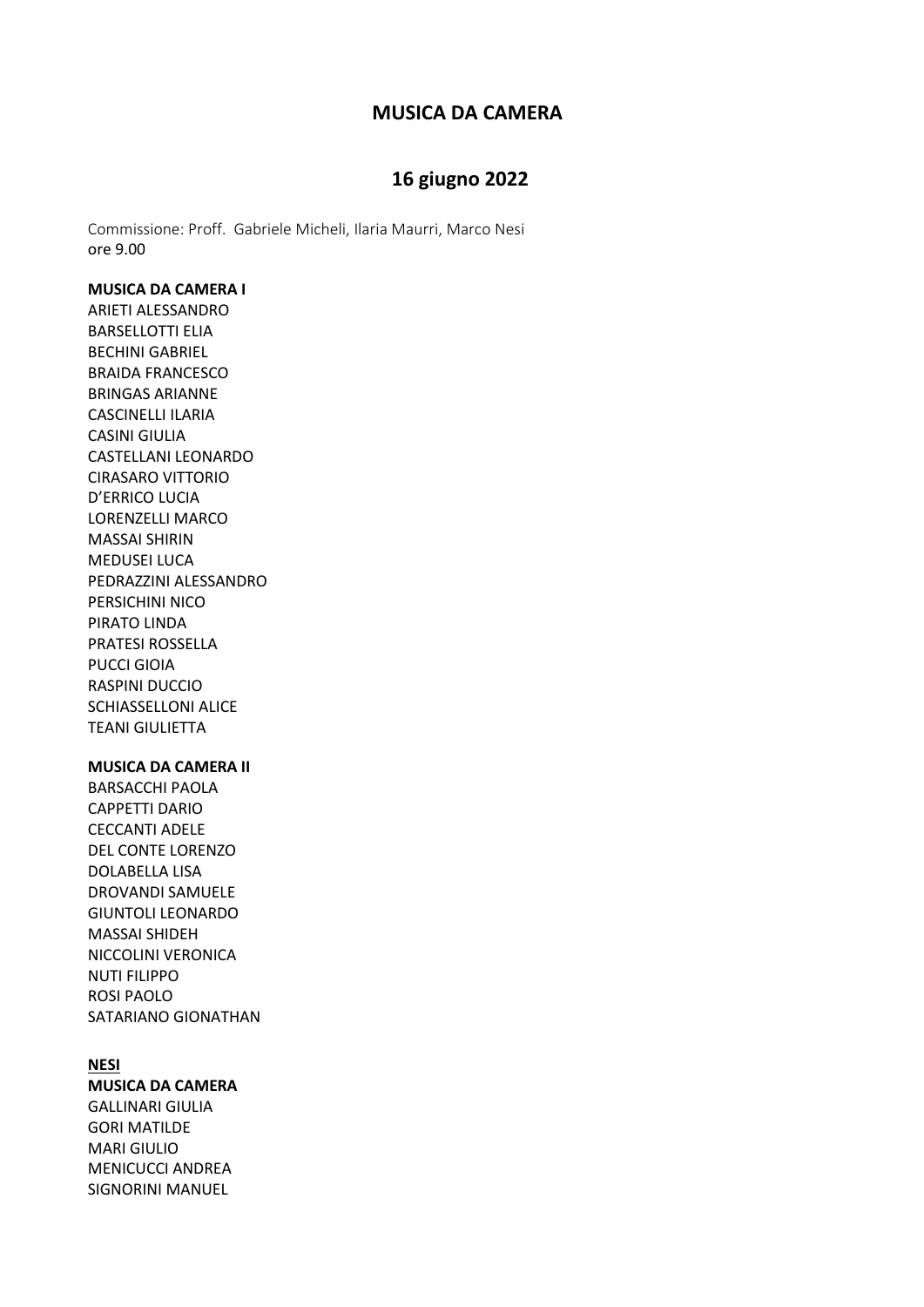# MUSICA DA CAMERA

## 16 giugno 2022

Commissione: Proff. Gabriele Micheli, Ilaria Maurri, Marco Nesi
ore 9.00

**MUSICA DA CAMERA I**

ARIETI ALESSANDRO
BARSELLOTTI ELIA
BECHINI GABRIEL
BRAIDA FRANCESCO
BRINGAS ARIANNE
CASCINELLI ILARIA
CASINI GIULIA
CASTELLANI LEONARDO
CIRASARO VITTORIO
D'ERRICO LUCIA
LORENZELLI MARCO
MASSAI SHIRIN
MEDUSEI LUCA
PEDRAZZINI ALESSANDRO
PERSICHINI NICO
PIRATO LINDA
PRATESI ROSSELLA
PUCCI GIOIA
RASPINI DUCCIO
SCHIASSELLONI ALICE
TEANI GIULIETTA

**MUSICA DA CAMERA II**

BARSACCHI PAOLA
CAPPETTI DARIO
CECCANTI ADELE
DEL CONTE LORENZO
DOLABELLA LISA
DROVANDI SAMUELE
GIUNTOLI LEONARDO
MASSAI SHIDEH
NICCOLINI VERONICA
NUTI FILIPPO
ROSI PAOLO
SATARIANO GIONATHAN

**<u>NESI</u>**

**MUSICA DA CAMERA**

GALLINARI GIULIA
GORI MATILDE
MARI GIULIO
MENICUCCI ANDREA
SIGNORINI MANUEL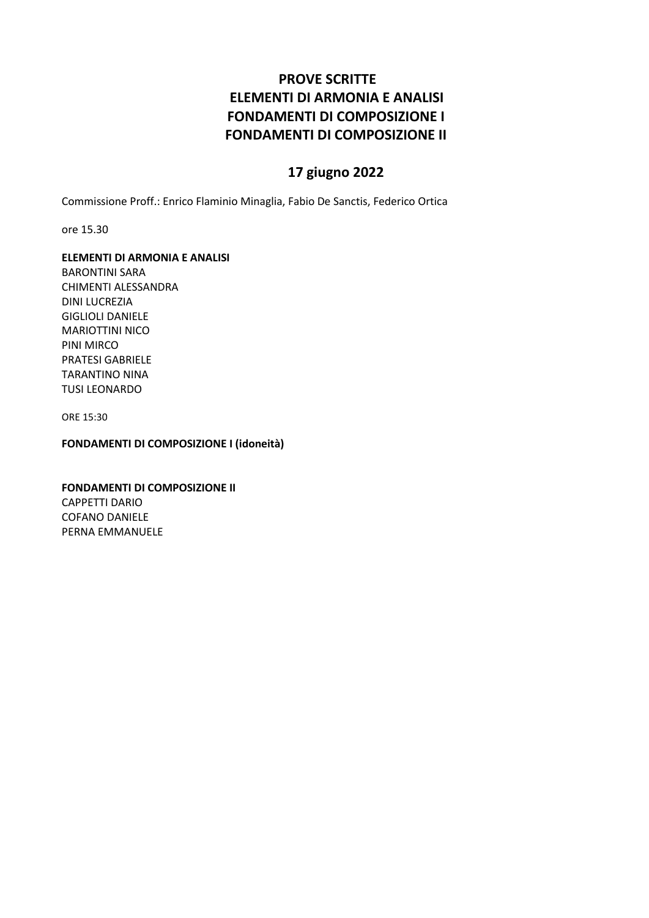# PROVE SCRITTE
# ELEMENTI DI ARMONIA E ANALISI
# FONDAMENTI DI COMPOSIZIONE I
# FONDAMENTI DI COMPOSIZIONE II

## 17 giugno 2022

Commissione Proff.: Enrico Flaminio Minaglia, Fabio De Sanctis, Federico Ortica

ore 15.30

**ELEMENTI DI ARMONIA E ANALISI**

BARONTINI SARA
CHIMENTI ALESSANDRA
DINI LUCREZIA
GIGLIOLI DANIELE
MARIOTTINI NICO
PINI MIRCO
PRATESI GABRIELE
TARANTINO NINA
TUSI LEONARDO

ORE 15:30

**FONDAMENTI DI COMPOSIZIONE I (idoneità)**

**FONDAMENTI DI COMPOSIZIONE II**

CAPPETTI DARIO
COFANO DANIELE
PERNA EMMANUELE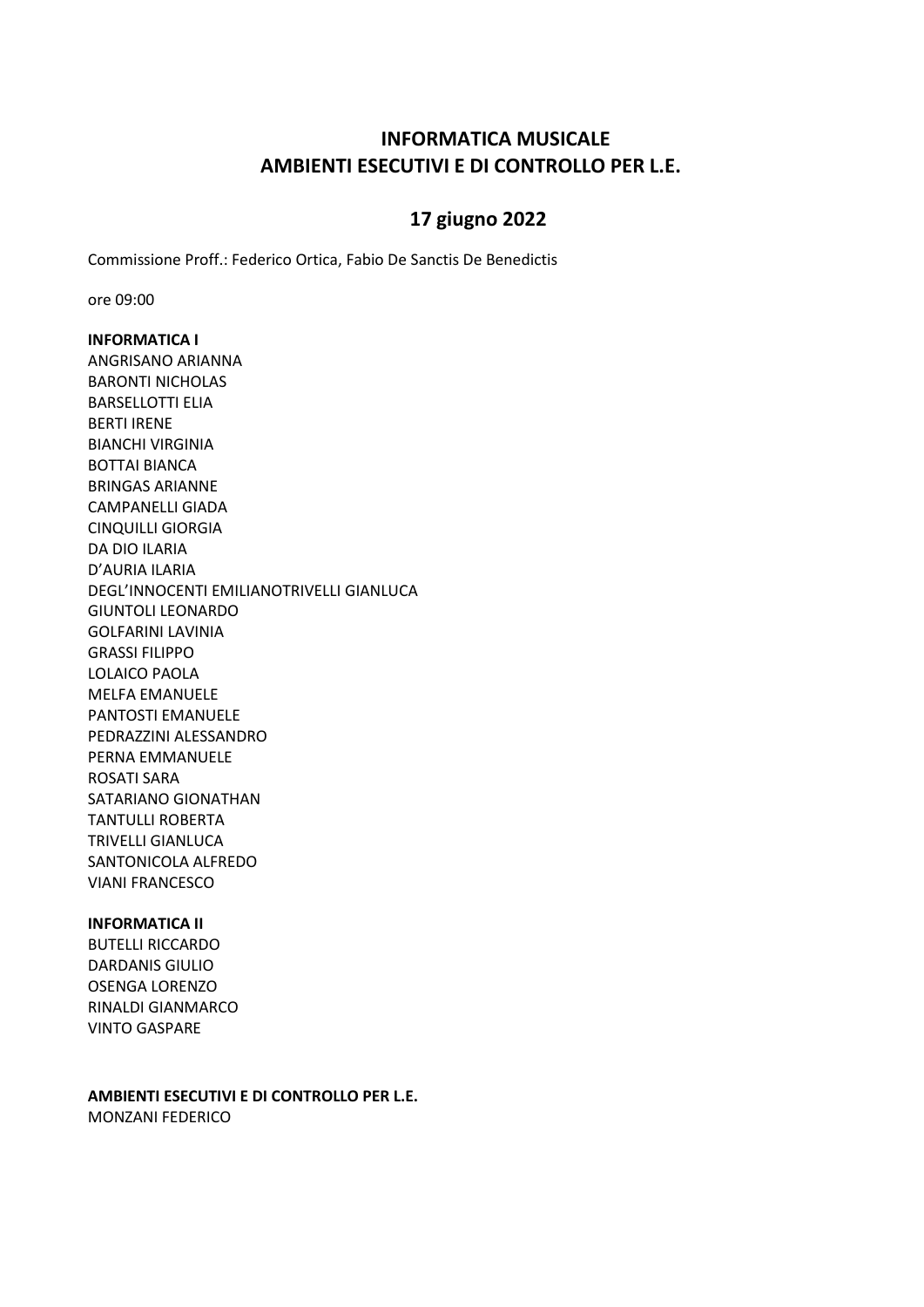# INFORMATICA MUSICALE
# AMBIENTI ESECUTIVI E DI CONTROLLO PER L.E.

## 17 giugno 2022

Commissione Proff.: Federico Ortica, Fabio De Sanctis De Benedictis

ore 09:00

**INFORMATICA I**

ANGRISANO ARIANNA
BARONTI NICHOLAS
BARSELLOTTI ELIA
BERTI IRENE
BIANCHI VIRGINIA
BOTTAI BIANCA
BRINGAS ARIANNE
CAMPANELLI GIADA
CINQUILLI GIORGIA
DA DIO ILARIA
D'AURIA ILARIA
DEGL'INNOCENTI EMILIANOTRIVELLI GIANLUCA
GIUNTOLI LEONARDO
GOLFARINI LAVINIA
GRASSI FILIPPO
LOLAICO PAOLA
MELFA EMANUELE
PANTOSTI EMANUELE
PEDRAZZINI ALESSANDRO
PERNA EMMANUELE
ROSATI SARA
SATARIANO GIONATHAN
TANTULLI ROBERTA
TRIVELLI GIANLUCA
SANTONICOLA ALFREDO
VIANI FRANCESCO

**INFORMATICA II**

BUTELLI RICCARDO
DARDANIS GIULIO
OSENGA LORENZO
RINALDI GIANMARCO
VINTO GASPARE

**AMBIENTI ESECUTIVI E DI CONTROLLO PER L.E.**

MONZANI FEDERICO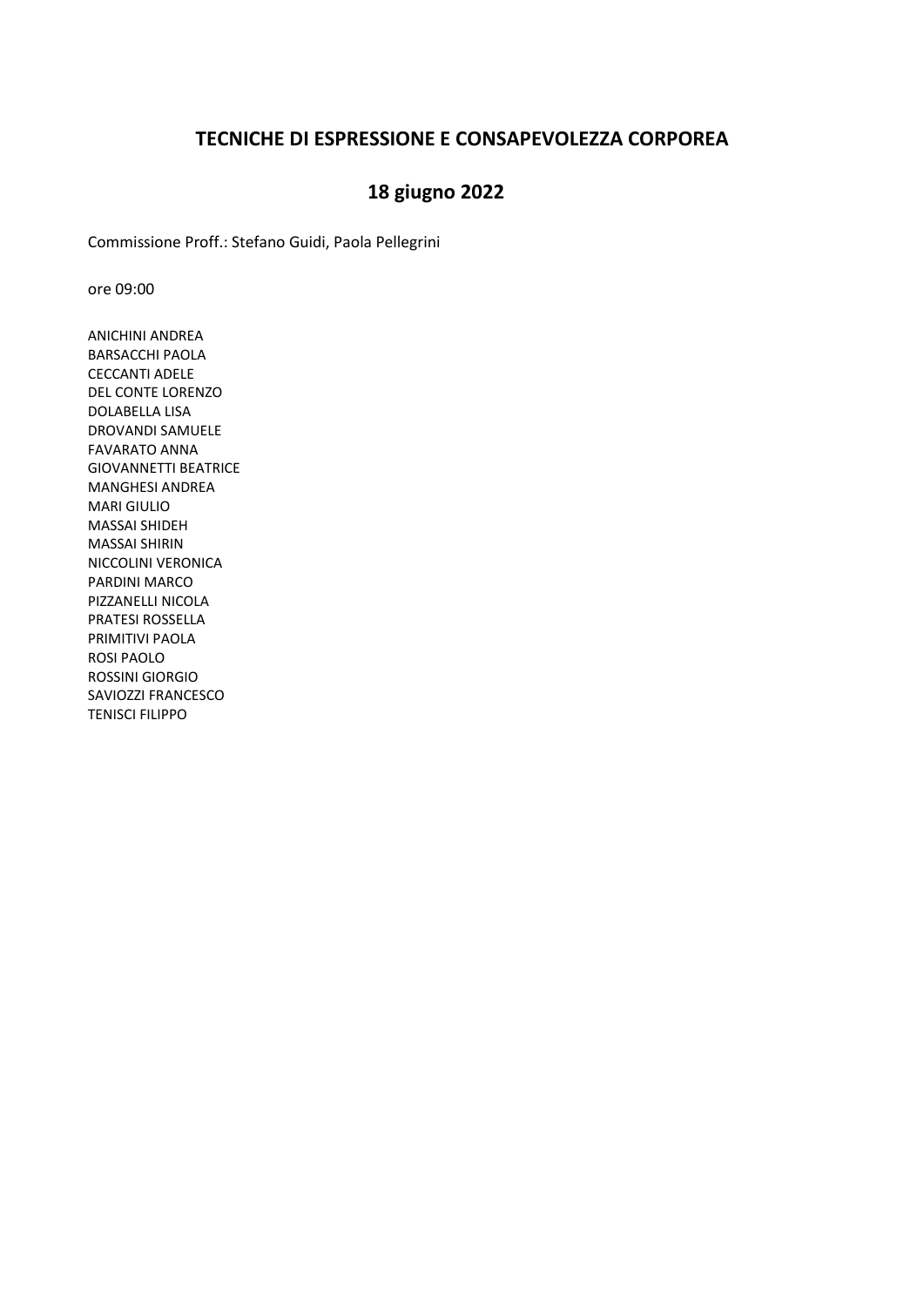## TECNICHE DI ESPRESSIONE E CONSAPEVOLEZZA CORPOREA

## 18 giugno 2022

Commissione Proff.: Stefano Guidi, Paola Pellegrini

ore 09:00

ANICHINI ANDREA
BARSACCHI PAOLA
CECCANTI ADELE
DEL CONTE LORENZO
DOLABELLA LISA
DROVANDI SAMUELE
FAVARATO ANNA
GIOVANNETTI BEATRICE
MANGHESI ANDREA
MARI GIULIO
MASSAI SHIDEH
MASSAI SHIRIN
NICCOLINI VERONICA
PARDINI MARCO
PIZZANELLI NICOLA
PRATESI ROSSELLA
PRIMITIVI PAOLA
ROSI PAOLO
ROSSINI GIORGIO
SAVIOZZI FRANCESCO
TENISCI FILIPPO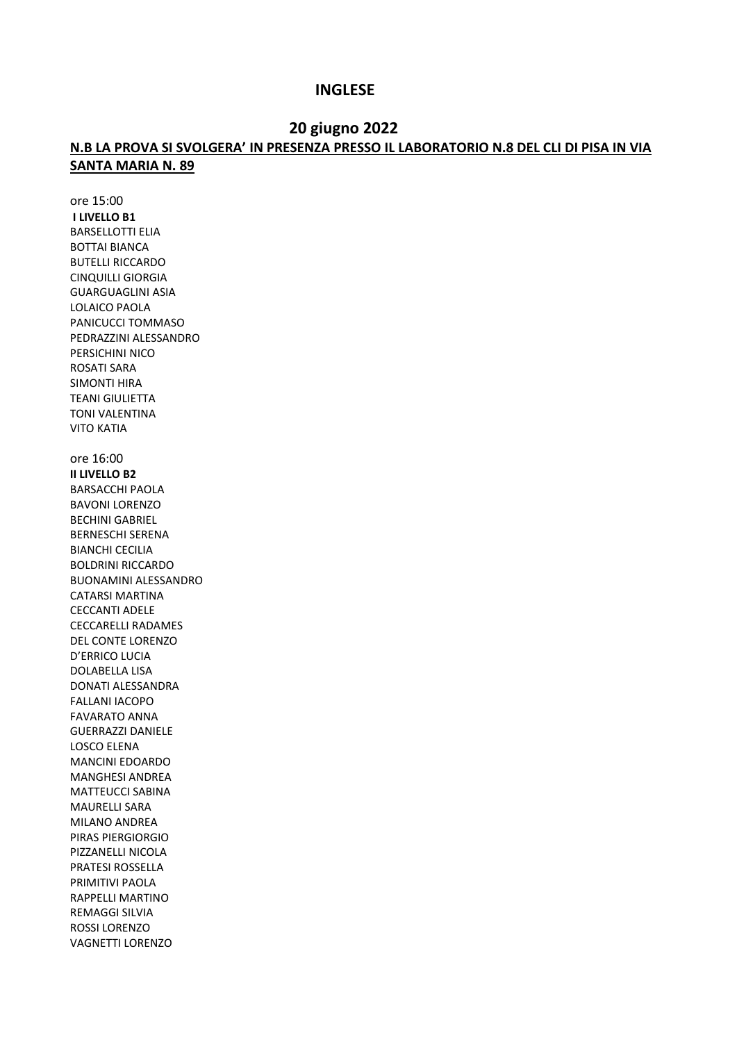# INGLESE

## 20 giugno 2022

**N.B LA PROVA SI SVOLGERA' IN PRESENZA PRESSO IL LABORATORIO N.8 DEL CLI DI PISA IN VIA SANTA MARIA N. 89**

ore 15:00

**I LIVELLO B1**

BARSELLOTTI ELIA
BOTTAI BIANCA
BUTELLI RICCARDO
CINQUILLI GIORGIA
GUARGUAGLINI ASIA
LOLAICO PAOLA
PANICUCCI TOMMASO
PEDRAZZINI ALESSANDRO
PERSICHINI NICO
ROSATI SARA
SIMONTI HIRA
TEANI GIULIETTA
TONI VALENTINA
VITO KATIA

ore 16:00

**II LIVELLO B2**

BARSACCHI PAOLA
BAVONI LORENZO
BECHINI GABRIEL
BERNESCHI SERENA
BIANCHI CECILIA
BOLDRINI RICCARDO
BUONAMINI ALESSANDRO
CATARSI MARTINA
CECCANTI ADELE
CECCARELLI RADAMES
DEL CONTE LORENZO
D'ERRICO LUCIA
DOLABELLA LISA
DONATI ALESSANDRA
FALLANI IACOPO
FAVARATO ANNA
GUERRAZZI DANIELE
LOSCO ELENA
MANCINI EDOARDO
MANGHESI ANDREA
MATTEUCCI SABINA
MAURELLI SARA
MILANO ANDREA
PIRAS PIERGIORGIO
PIZZANELLI NICOLA
PRATESI ROSSELLA
PRIMITIVI PAOLA
RAPPELLI MARTINO
REMAGGI SILVIA
ROSSI LORENZO
VAGNETTI LORENZO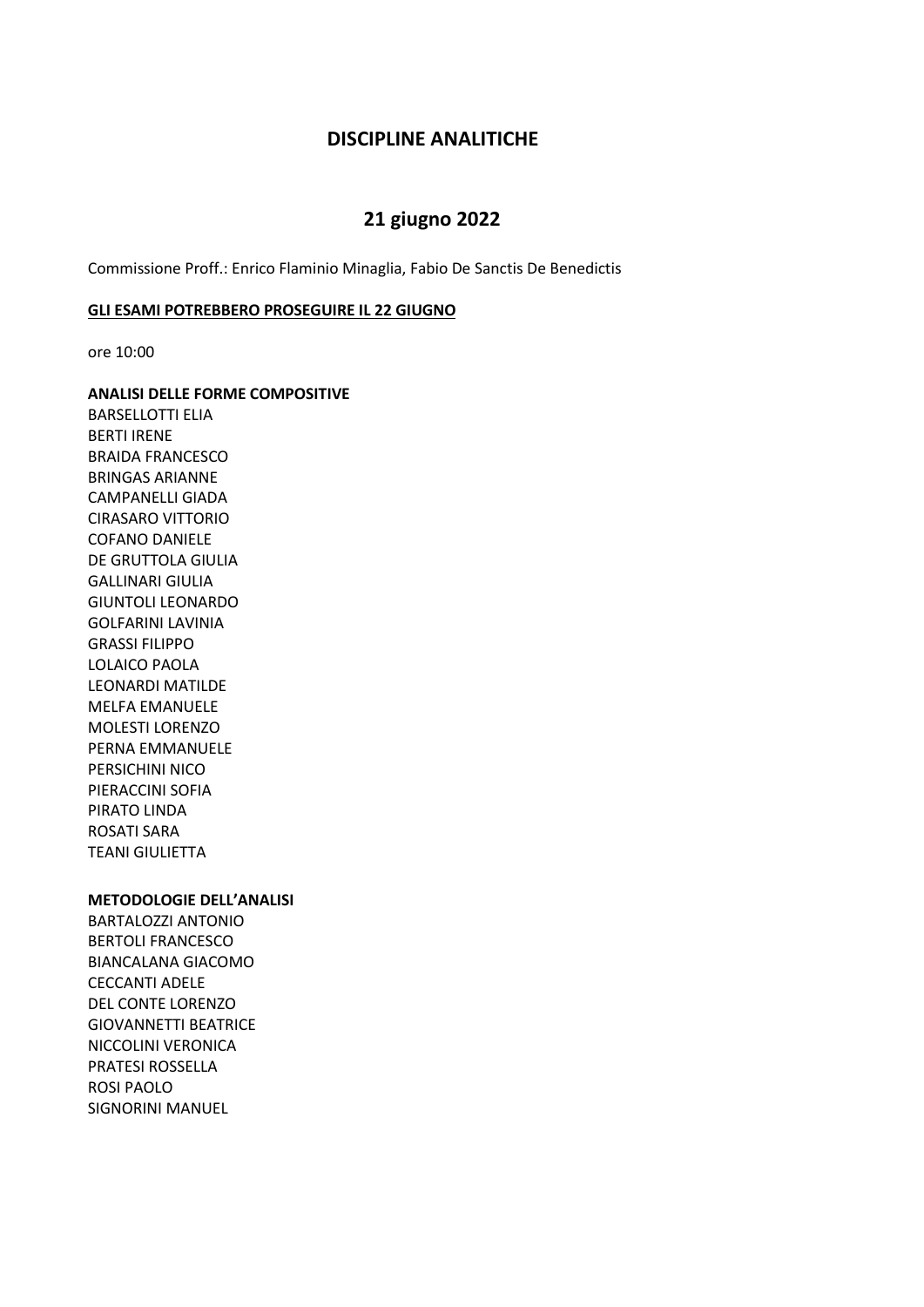# DISCIPLINE ANALITICHE

## 21 giugno 2022

Commissione Proff.: Enrico Flaminio Minaglia, Fabio De Sanctis De Benedictis

**GLI ESAMI POTREBBERO PROSEGUIRE IL 22 GIUGNO**

ore 10:00

**ANALISI DELLE FORME COMPOSITIVE**

BARSELLOTTI ELIA
BERTI IRENE
BRAIDA FRANCESCO
BRINGAS ARIANNE
CAMPANELLI GIADA
CIRASARO VITTORIO
COFANO DANIELE
DE GRUTTOLA GIULIA
GALLINARI GIULIA
GIUNTOLI LEONARDO
GOLFARINI LAVINIA
GRASSI FILIPPO
LOLAICO PAOLA
LEONARDI MATILDE
MELFA EMANUELE
MOLESTI LORENZO
PERNA EMMANUELE
PERSICHINI NICO
PIERACCINI SOFIA
PIRATO LINDA
ROSATI SARA
TEANI GIULIETTA

**METODOLOGIE DELL'ANALISI**

BARTALOZZI ANTONIO
BERTOLI FRANCESCO
BIANCALANA GIACOMO
CECCANTI ADELE
DEL CONTE LORENZO
GIOVANNETTI BEATRICE
NICCOLINI VERONICA
PRATESI ROSSELLA
ROSI PAOLO
SIGNORINI MANUEL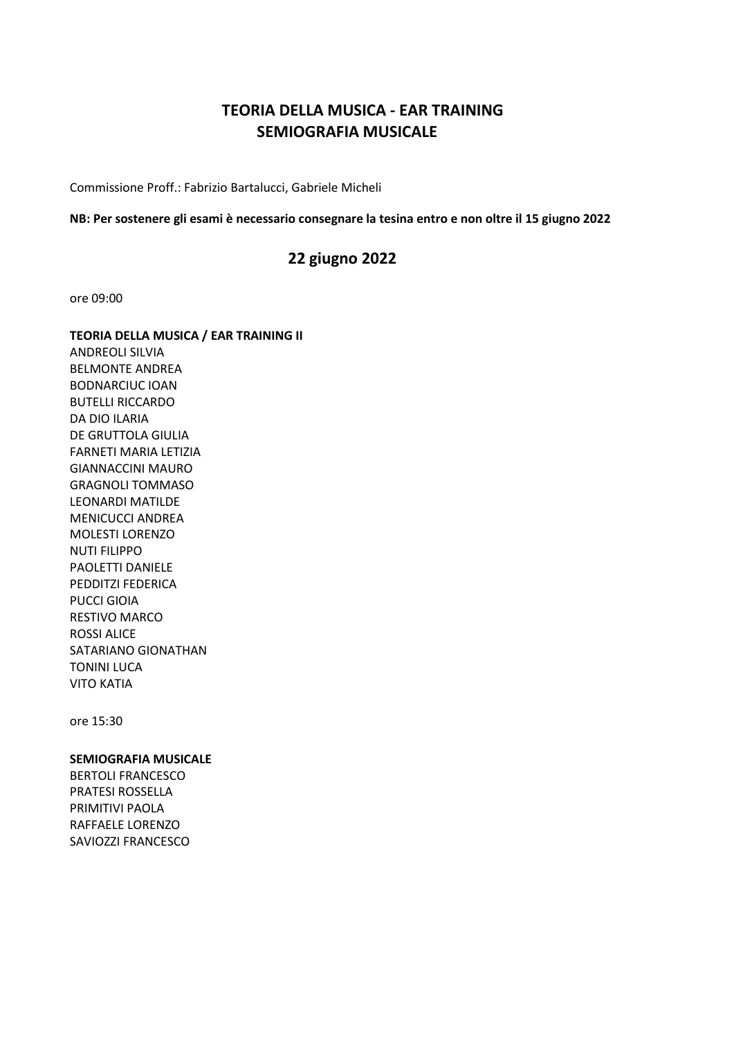# TEORIA DELLA MUSICA - EAR TRAINING
# SEMIOGRAFIA MUSICALE

Commissione Proff.: Fabrizio Bartalucci, Gabriele Micheli

**NB: Per sostenere gli esami è necessario consegnare la tesina entro e non oltre il 15 giugno 2022**

## 22 giugno 2022

ore 09:00

**TEORIA DELLA MUSICA / EAR TRAINING II**

ANDREOLI SILVIA
BELMONTE ANDREA
BODNARCIUC IOAN
BUTELLI RICCARDO
DA DIO ILARIA
DE GRUTTOLA GIULIA
FARNETI MARIA LETIZIA
GIANNACCINI MAURO
GRAGNOLI TOMMASO
LEONARDI MATILDE
MENICUCCI ANDREA
MOLESTI LORENZO
NUTI FILIPPO
PAOLETTI DANIELE
PEDDITZI FEDERICA
PUCCI GIOIA
RESTIVO MARCO
ROSSI ALICE
SATARIANO GIONATHAN
TONINI LUCA
VITO KATIA

ore 15:30

**SEMIOGRAFIA MUSICALE**

BERTOLI FRANCESCO
PRATESI ROSSELLA
PRIMITIVI PAOLA
RAFFAELE LORENZO
SAVIOZZI FRANCESCO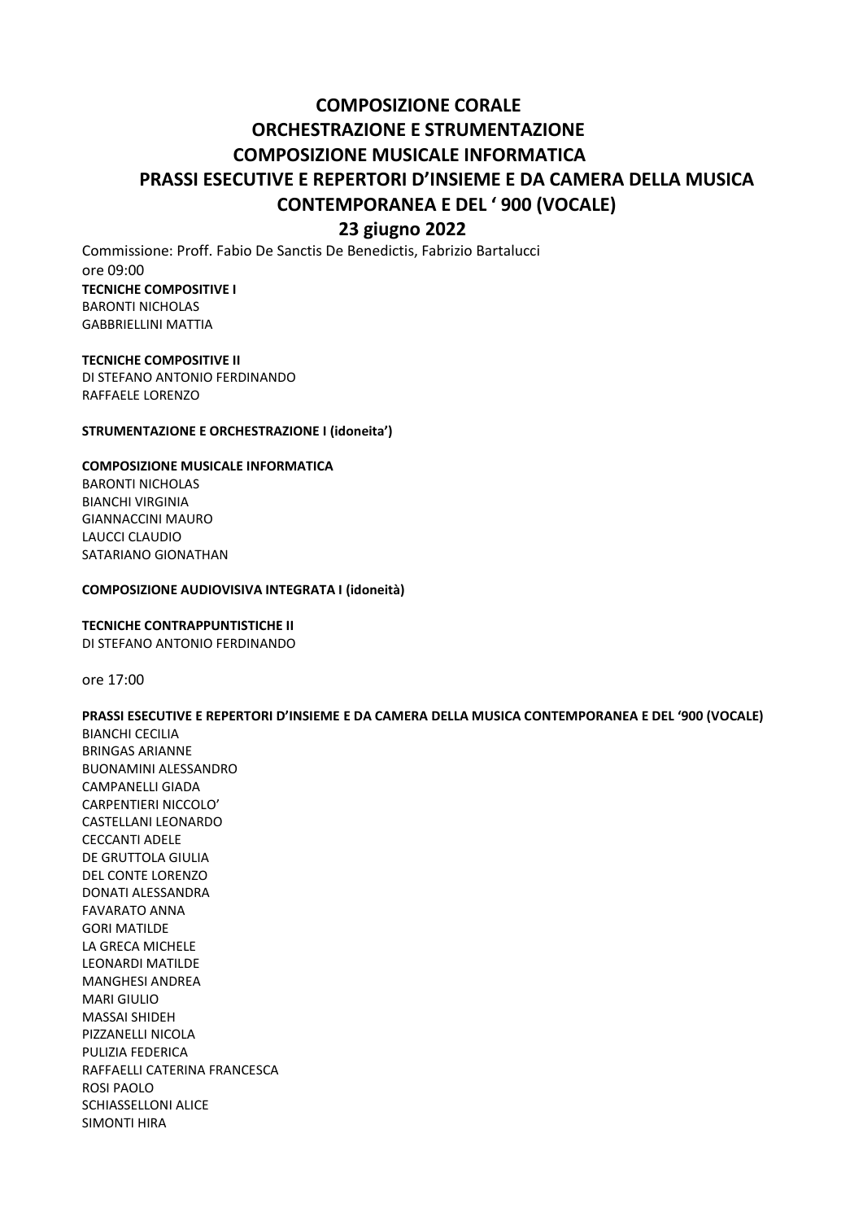# COMPOSIZIONE CORALE
# ORCHESTRAZIONE E STRUMENTAZIONE
# COMPOSIZIONE MUSICALE INFORMATICA
# PRASSI ESECUTIVE E REPERTORI D'INSIEME E DA CAMERA DELLA MUSICA CONTEMPORANEA E DEL ' 900 (VOCALE)
## 23 giugno 2022

Commissione: Proff. Fabio De Sanctis De Benedictis, Fabrizio Bartalucci
ore 09:00

**TECNICHE COMPOSITIVE I**
BARONTI NICHOLAS
GABBRIELLINI MATTIA

**TECNICHE COMPOSITIVE II**
DI STEFANO ANTONIO FERDINANDO
RAFFAELE LORENZO

**STRUMENTAZIONE E ORCHESTRAZIONE I (idoneita')**

**COMPOSIZIONE MUSICALE INFORMATICA**
BARONTI NICHOLAS
BIANCHI VIRGINIA
GIANNACCINI MAURO
LAUCCI CLAUDIO
SATARIANO GIONATHAN

**COMPOSIZIONE AUDIOVISIVA INTEGRATA I (idoneità)**

**TECNICHE CONTRAPPUNTISTICHE II**
DI STEFANO ANTONIO FERDINANDO

ore 17:00

**PRASSI ESECUTIVE E REPERTORI D'INSIEME E DA CAMERA DELLA MUSICA CONTEMPORANEA E DEL '900 (VOCALE)**
BIANCHI CECILIA
BRINGAS ARIANNE
BUONAMINI ALESSANDRO
CAMPANELLI GIADA
CARPENTIERI NICCOLO'
CASTELLANI LEONARDO
CECCANTI ADELE
DE GRUTTOLA GIULIA
DEL CONTE LORENZO
DONATI ALESSANDRA
FAVARATO ANNA
GORI MATILDE
LA GRECA MICHELE
LEONARDI MATILDE
MANGHESI ANDREA
MARI GIULIO
MASSAI SHIDEH
PIZZANELLI NICOLA
PULIZIA FEDERICA
RAFFAELLI CATERINA FRANCESCA
ROSI PAOLO
SCHIASSELLONI ALICE
SIMONTI HIRA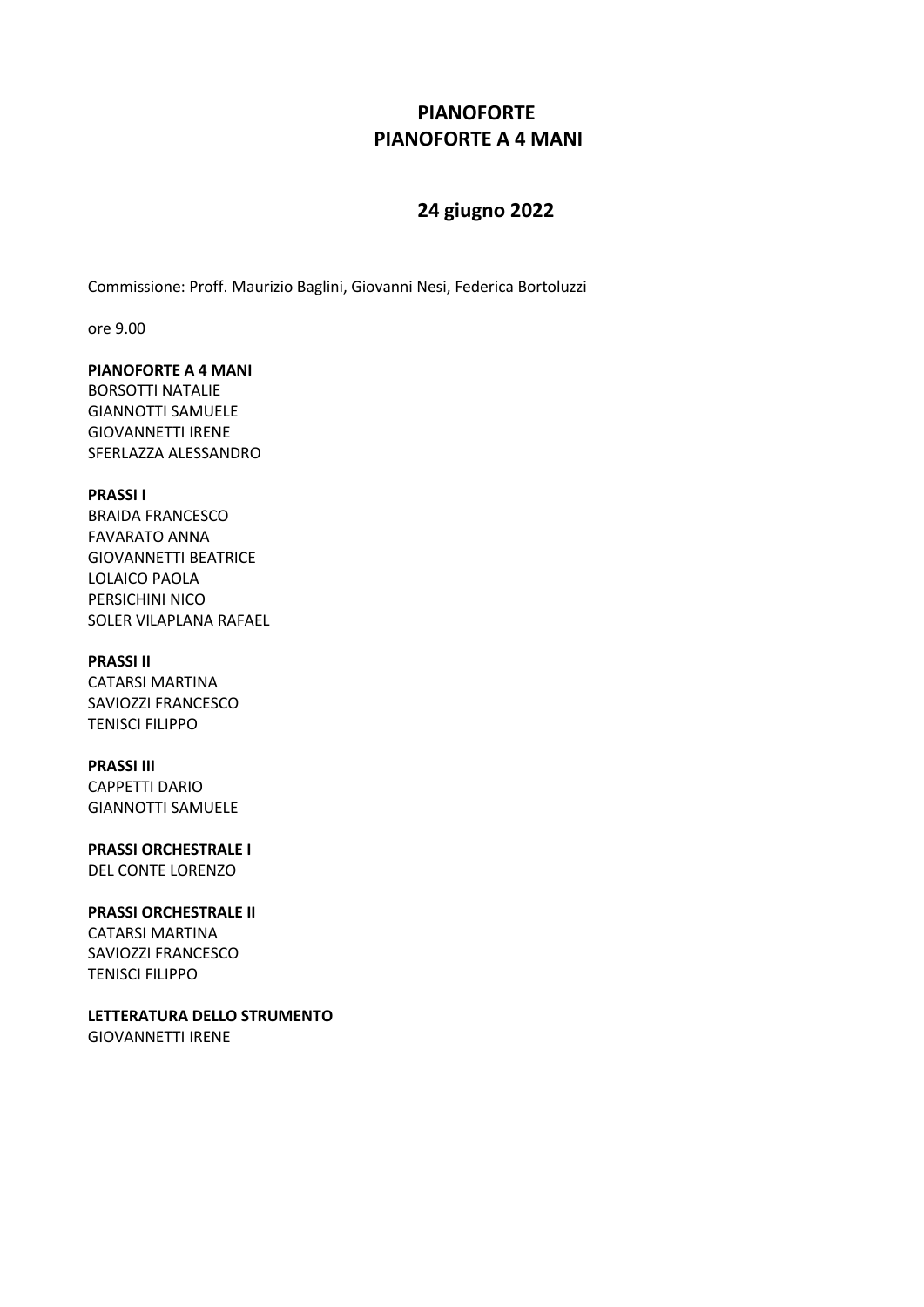# PIANOFORTE
# PIANOFORTE A 4 MANI

## 24 giugno 2022

Commissione: Proff. Maurizio Baglini, Giovanni Nesi, Federica Bortoluzzi

ore 9.00

**PIANOFORTE A 4 MANI**
BORSOTTI NATALIE
GIANNOTTI SAMUELE
GIOVANNETTI IRENE
SFERLAZZA ALESSANDRO

**PRASSI I**
BRAIDA FRANCESCO
FAVARATO ANNA
GIOVANNETTI BEATRICE
LOLAICO PAOLA
PERSICHINI NICO
SOLER VILAPLANA RAFAEL

**PRASSI II**
CATARSI MARTINA
SAVIOZZI FRANCESCO
TENISCI FILIPPO

**PRASSI III**
CAPPETTI DARIO
GIANNOTTI SAMUELE

**PRASSI ORCHESTRALE I**
DEL CONTE LORENZO

**PRASSI ORCHESTRALE II**
CATARSI MARTINA
SAVIOZZI FRANCESCO
TENISCI FILIPPO

**LETTERATURA DELLO STRUMENTO**
GIOVANNETTI IRENE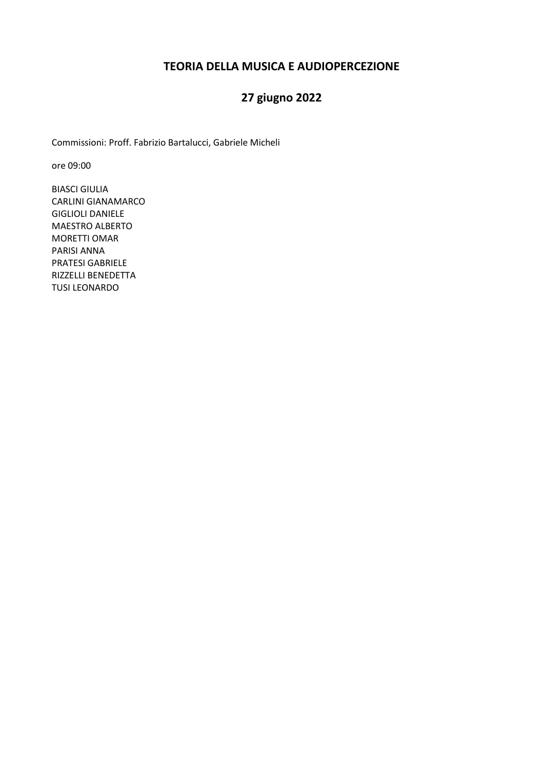## TEORIA DELLA MUSICA E AUDIOPERCEZIONE

## 27 giugno 2022

Commissioni: Proff. Fabrizio Bartalucci, Gabriele Micheli

ore 09:00

BIASCI GIULIA
CARLINI GIANAMARCO
GIGLIOLI DANIELE
MAESTRO ALBERTO
MORETTI OMAR
PARISI ANNA
PRATESI GABRIELE
RIZZELLI BENEDETTA
TUSI LEONARDO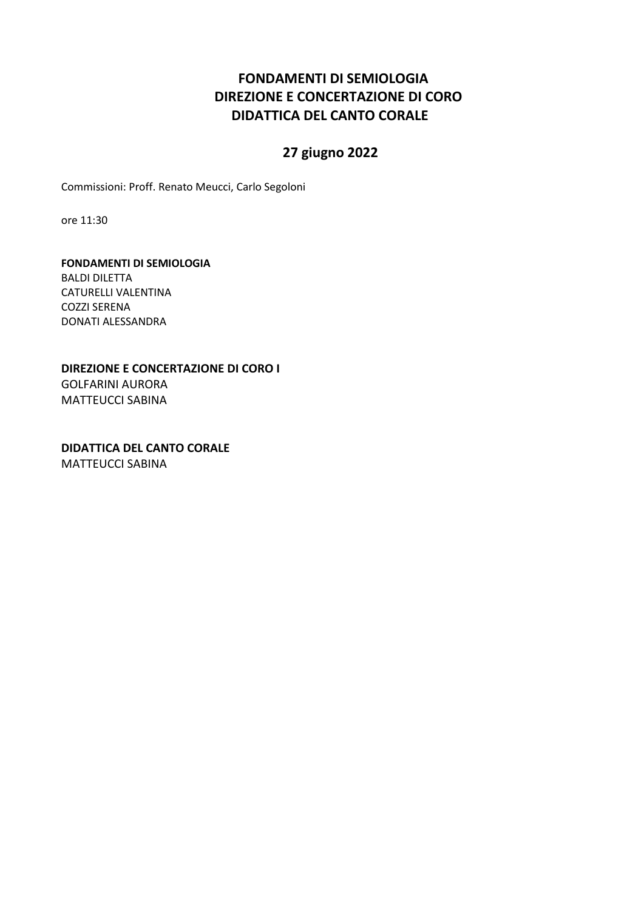## FONDAMENTI DI SEMIOLOGIA
## DIREZIONE E CONCERTAZIONE DI CORO
## DIDATTICA DEL CANTO CORALE

## 27 giugno 2022

Commissioni: Proff. Renato Meucci, Carlo Segoloni

ore 11:30

**FONDAMENTI DI SEMIOLOGIA**
BALDI DILETTA
CATURELLI VALENTINA
COZZI SERENA
DONATI ALESSANDRA

**DIREZIONE E CONCERTAZIONE DI CORO I**
GOLFARINI AURORA
MATTEUCCI SABINA

**DIDATTICA DEL CANTO CORALE**
MATTEUCCI SABINA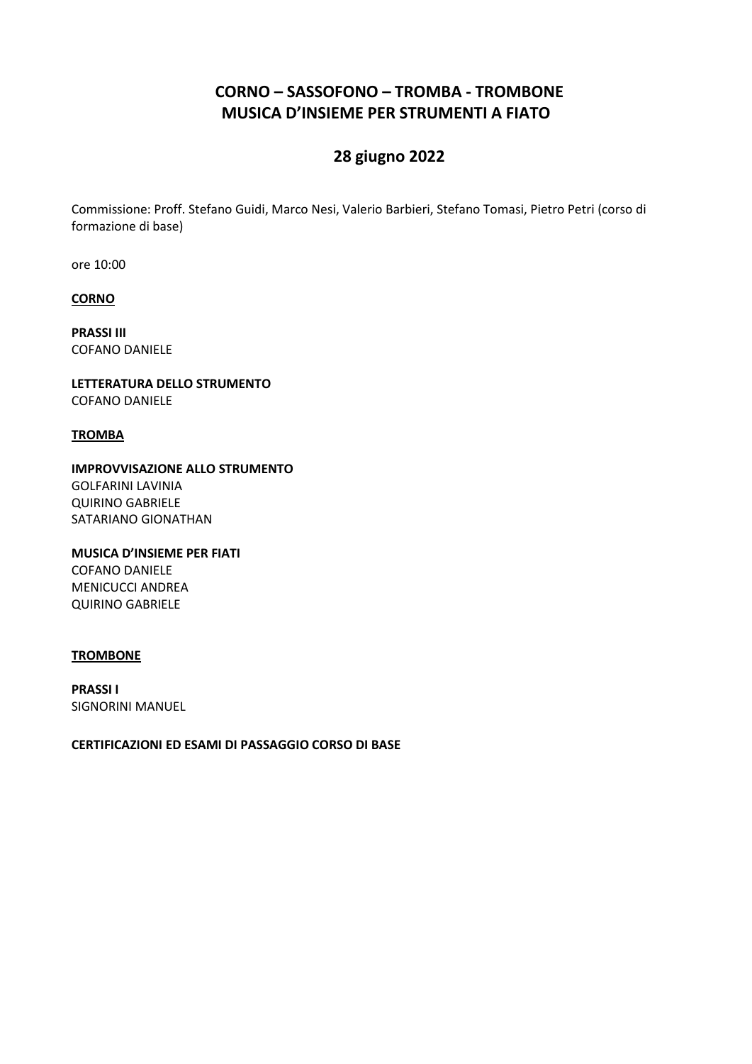# CORNO – SASSOFONO – TROMBA - TROMBONE
# MUSICA D'INSIEME PER STRUMENTI A FIATO

## 28 giugno 2022

Commissione: Proff. Stefano Guidi, Marco Nesi, Valerio Barbieri, Stefano Tomasi, Pietro Petri (corso di formazione di base)

ore 10:00

**CORNO**

**PRASSI III**
COFANO DANIELE

**LETTERATURA DELLO STRUMENTO**
COFANO DANIELE

**TROMBA**

**IMPROVVISAZIONE ALLO STRUMENTO**
GOLFARINI LAVINIA
QUIRINO GABRIELE
SATARIANO GIONATHAN

**MUSICA D'INSIEME PER FIATI**
COFANO DANIELE
MENICUCCI ANDREA
QUIRINO GABRIELE

**TROMBONE**

**PRASSI I**
SIGNORINI MANUEL

**CERTIFICAZIONI ED ESAMI DI PASSAGGIO CORSO DI BASE**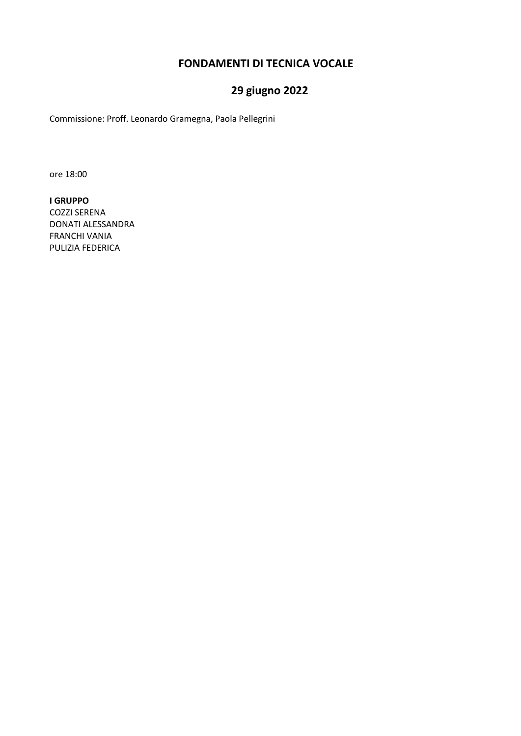# FONDAMENTI DI TECNICA VOCALE

## 29 giugno 2022

Commissione: Proff. Leonardo Gramegna, Paola Pellegrini

ore 18:00

**I GRUPPO**
COZZI SERENA
DONATI ALESSANDRA
FRANCHI VANIA
PULIZIA FEDERICA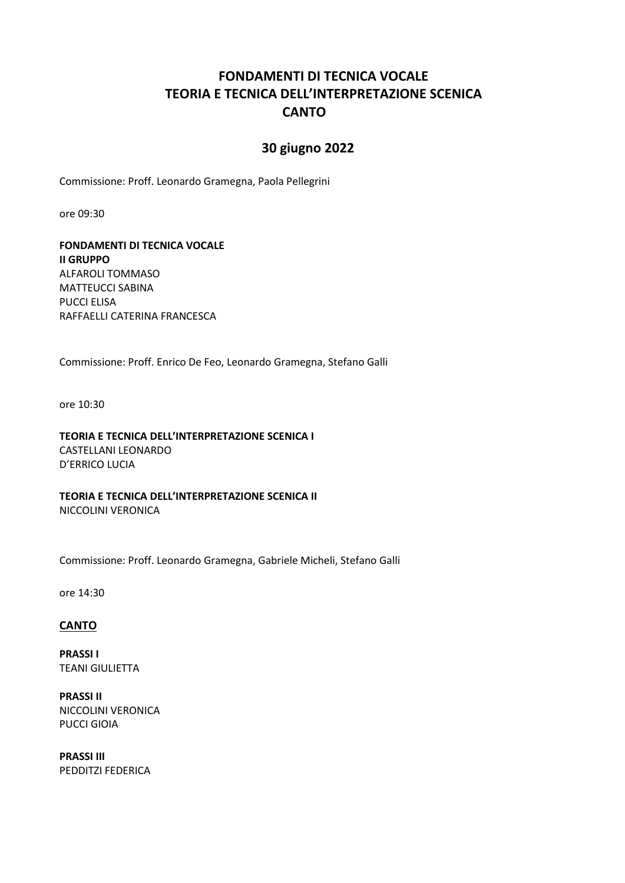# FONDAMENTI DI TECNICA VOCALE
# TEORIA E TECNICA DELL'INTERPRETAZIONE SCENICA
# CANTO

## 30 giugno 2022

Commissione: Proff. Leonardo Gramegna, Paola Pellegrini

ore 09:30

**FONDAMENTI DI TECNICA VOCALE**
**II GRUPPO**
ALFAROLI TOMMASO
MATTEUCCI SABINA
PUCCI ELISA
RAFFAELLI CATERINA FRANCESCA

Commissione: Proff. Enrico De Feo, Leonardo Gramegna, Stefano Galli

ore 10:30

**TEORIA E TECNICA DELL'INTERPRETAZIONE SCENICA I**
CASTELLANI LEONARDO
D'ERRICO LUCIA

**TEORIA E TECNICA DELL'INTERPRETAZIONE SCENICA II**
NICCOLINI VERONICA

Commissione: Proff. Leonardo Gramegna, Gabriele Micheli, Stefano Galli

ore 14:30

**CANTO**

**PRASSI I**
TEANI GIULIETTA

**PRASSI II**
NICCOLINI VERONICA
PUCCI GIOIA

**PRASSI III**
PEDDITZI FEDERICA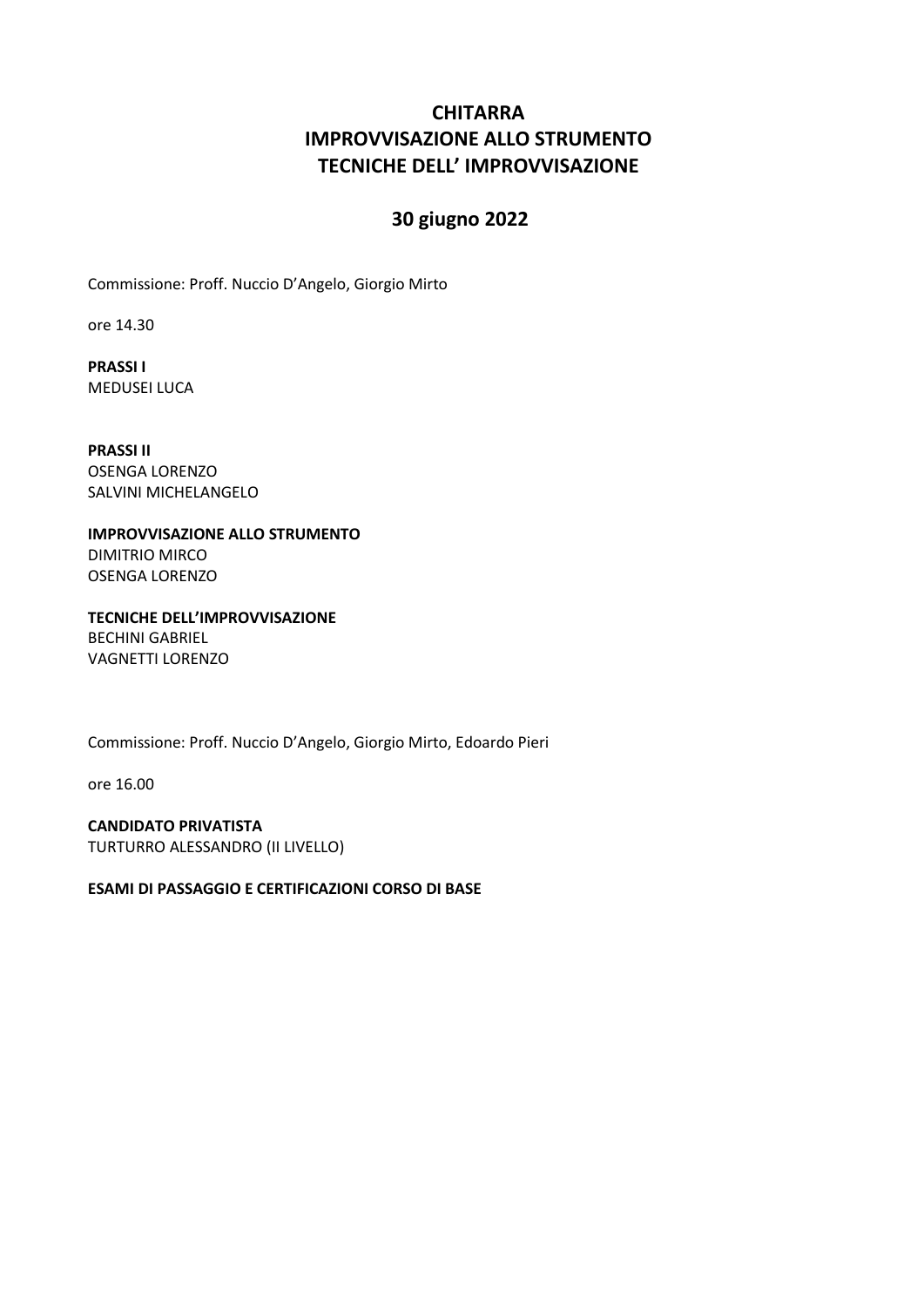# CHITARRA
# IMPROVVISAZIONE ALLO STRUMENTO
# TECNICHE DELL' IMPROVVISAZIONE

## 30 giugno 2022

Commissione: Proff. Nuccio D'Angelo, Giorgio Mirto

ore 14.30

**PRASSI I**
MEDUSEI LUCA

**PRASSI II**
OSENGA LORENZO
SALVINI MICHELANGELO

**IMPROVVISAZIONE ALLO STRUMENTO**
DIMITRIO MIRCO
OSENGA LORENZO

**TECNICHE DELL'IMPROVVISAZIONE**
BECHINI GABRIEL
VAGNETTI LORENZO

Commissione: Proff. Nuccio D'Angelo, Giorgio Mirto, Edoardo Pieri

ore 16.00

**CANDIDATO PRIVATISTA**
TURTURRO ALESSANDRO (II LIVELLO)

**ESAMI DI PASSAGGIO E CERTIFICAZIONI CORSO DI BASE**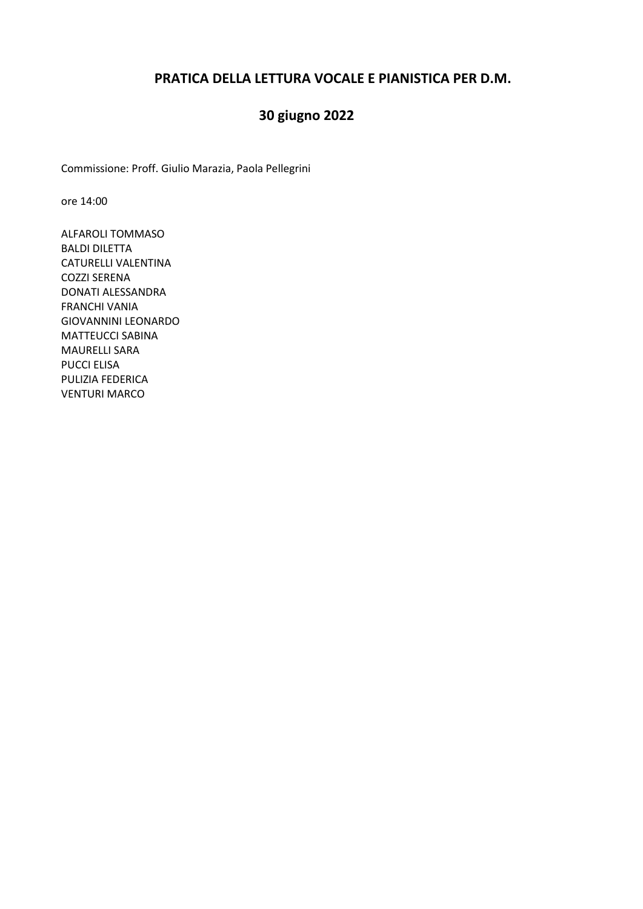# PRATICA DELLA LETTURA VOCALE E PIANISTICA PER D.M.

## 30 giugno 2022

Commissione: Proff. Giulio Marazia, Paola Pellegrini

ore 14:00

ALFAROLI TOMMASO
BALDI DILETTA
CATURELLI VALENTINA
COZZI SERENA
DONATI ALESSANDRA
FRANCHI VANIA
GIOVANNINI LEONARDO
MATTEUCCI SABINA
MAURELLI SARA
PUCCI ELISA
PULIZIA FEDERICA
VENTURI MARCO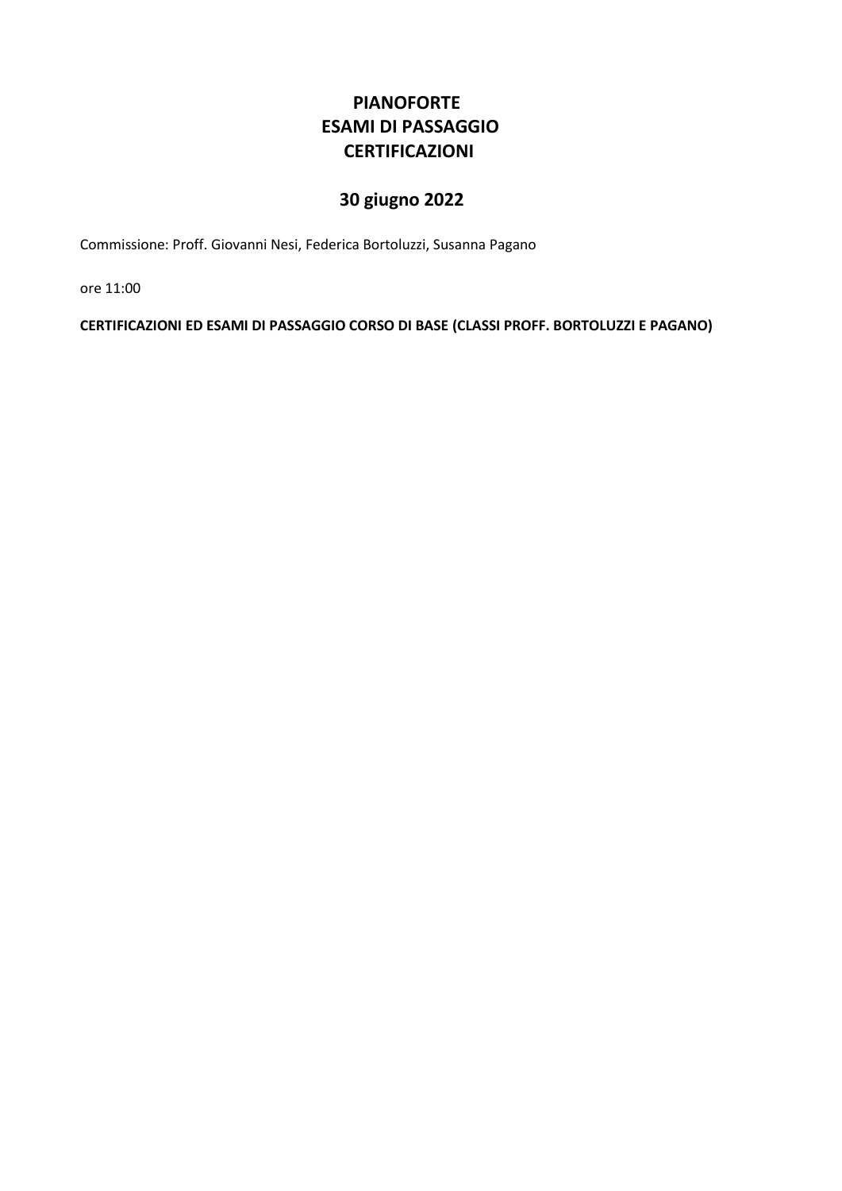# PIANOFORTE
# ESAMI DI PASSAGGIO
# CERTIFICAZIONI

## 30 giugno 2022

Commissione: Proff. Giovanni Nesi, Federica Bortoluzzi, Susanna Pagano

ore 11:00

**CERTIFICAZIONI ED ESAMI DI PASSAGGIO CORSO DI BASE (CLASSI PROFF. BORTOLUZZI E PAGANO)**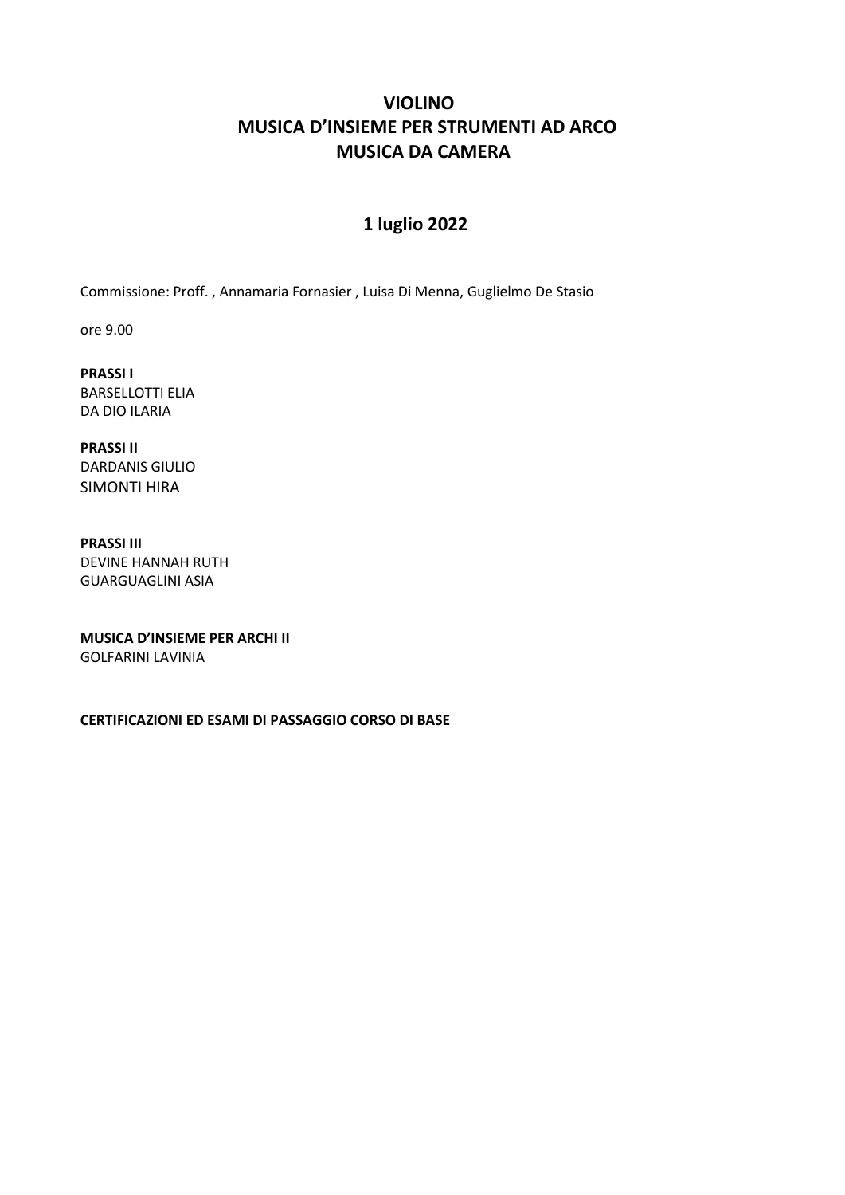# VIOLINO
# MUSICA D'INSIEME PER STRUMENTI AD ARCO
# MUSICA DA CAMERA

## 1 luglio 2022

Commissione: Proff. , Annamaria Fornasier , Luisa Di Menna, Guglielmo De Stasio

ore 9.00

**PRASSI I**
BARSELLOTTI ELIA
DA DIO ILARIA

**PRASSI II**
DARDANIS GIULIO
SIMONTI HIRA

**PRASSI III**
DEVINE HANNAH RUTH
GUARGUAGLINI ASIA

**MUSICA D'INSIEME PER ARCHI II**
GOLFARINI LAVINIA

**CERTIFICAZIONI ED ESAMI DI PASSAGGIO CORSO DI BASE**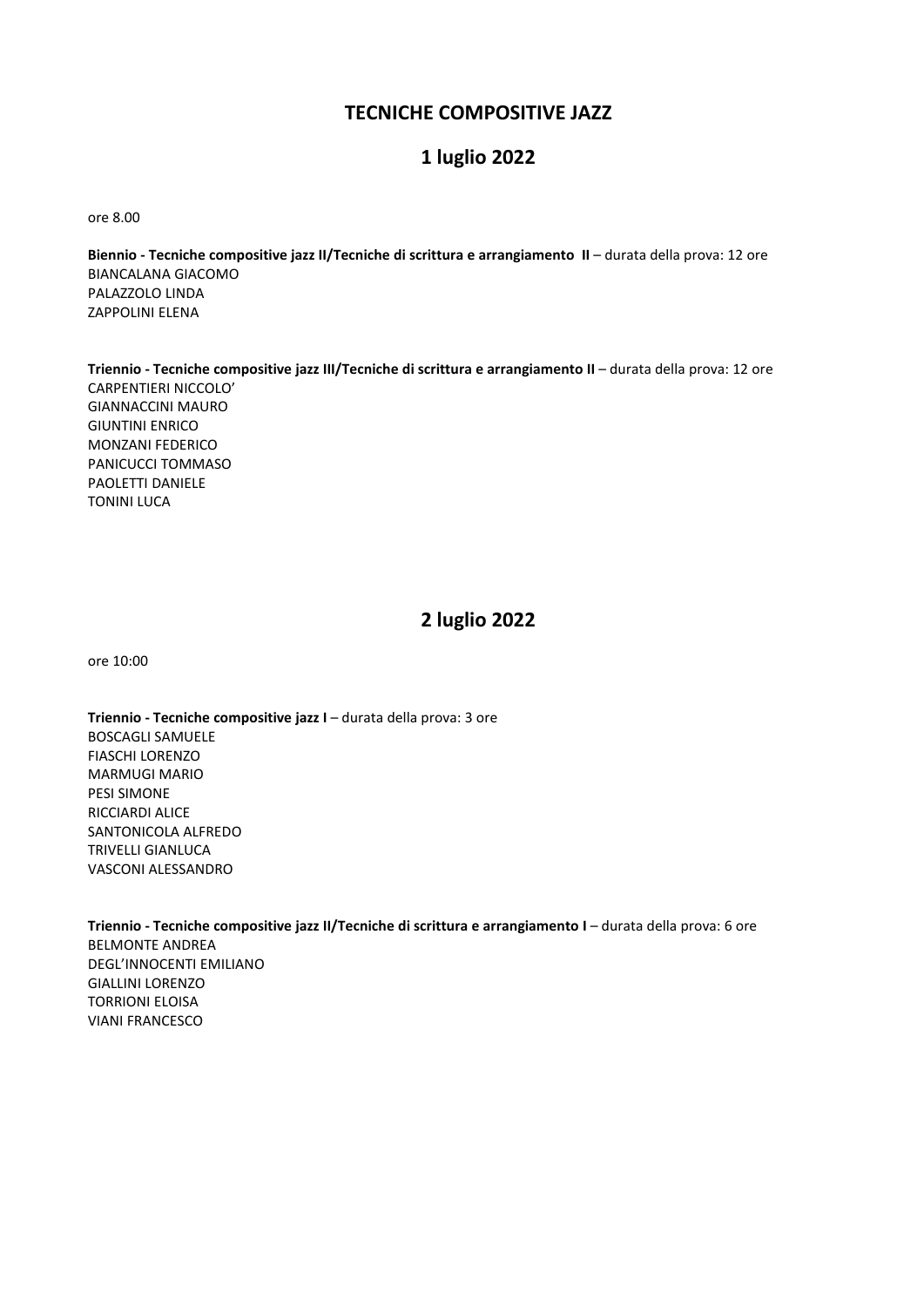# TECNICHE COMPOSITIVE JAZZ

## 1 luglio 2022

ore 8.00

**Biennio - Tecniche compositive jazz II/Tecniche di scrittura e arrangiamento II** – durata della prova: 12 ore

BIANCALANA GIACOMO
PALAZZOLO LINDA
ZAPPOLINI ELENA

**Triennio - Tecniche compositive jazz III/Tecniche di scrittura e arrangiamento II** – durata della prova: 12 ore

CARPENTIERI NICCOLO'
GIANNACCINI MAURO
GIUNTINI ENRICO
MONZANI FEDERICO
PANICUCCI TOMMASO
PAOLETTI DANIELE
TONINI LUCA

## 2 luglio 2022

ore 10:00

**Triennio - Tecniche compositive jazz I** – durata della prova: 3 ore

BOSCAGLI SAMUELE
FIASCHI LORENZO
MARMUGI MARIO
PESI SIMONE
RICCIARDI ALICE
SANTONICOLA ALFREDO
TRIVELLI GIANLUCA
VASCONI ALESSANDRO

**Triennio - Tecniche compositive jazz II/Tecniche di scrittura e arrangiamento I** – durata della prova: 6 ore

BELMONTE ANDREA
DEGL'INNOCENTI EMILIANO
GIALLINI LORENZO
TORRIONI ELOISA
VIANI FRANCESCO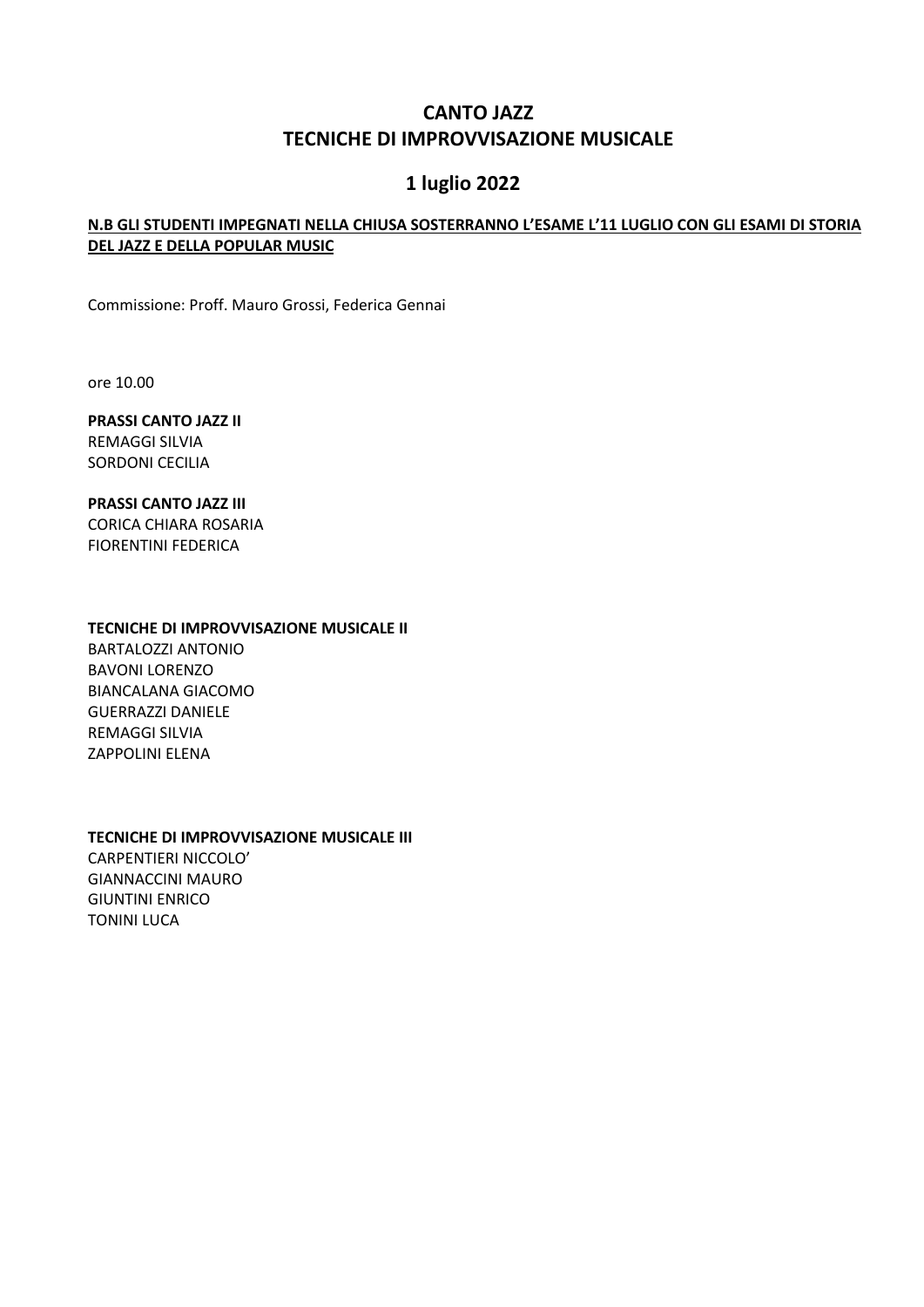# CANTO JAZZ
# TECNICHE DI IMPROVVISAZIONE MUSICALE

## 1 luglio 2022

**N.B GLI STUDENTI IMPEGNATI NELLA CHIUSA SOSTERRANNO L'ESAME L'11 LUGLIO CON GLI ESAMI DI STORIA DEL JAZZ E DELLA POPULAR MUSIC**

Commissione: Proff. Mauro Grossi, Federica Gennai

ore 10.00

**PRASSI CANTO JAZZ II**
REMAGGI SILVIA
SORDONI CECILIA

**PRASSI CANTO JAZZ III**
CORICA CHIARA ROSARIA
FIORENTINI FEDERICA

**TECNICHE DI IMPROVVISAZIONE MUSICALE II**
BARTALOZZI ANTONIO
BAVONI LORENZO
BIANCALANA GIACOMO
GUERRAZZI DANIELE
REMAGGI SILVIA
ZAPPOLINI ELENA

**TECNICHE DI IMPROVVISAZIONE MUSICALE III**
CARPENTIERI NICCOLO'
GIANNACCINI MAURO
GIUNTINI ENRICO
TONINI LUCA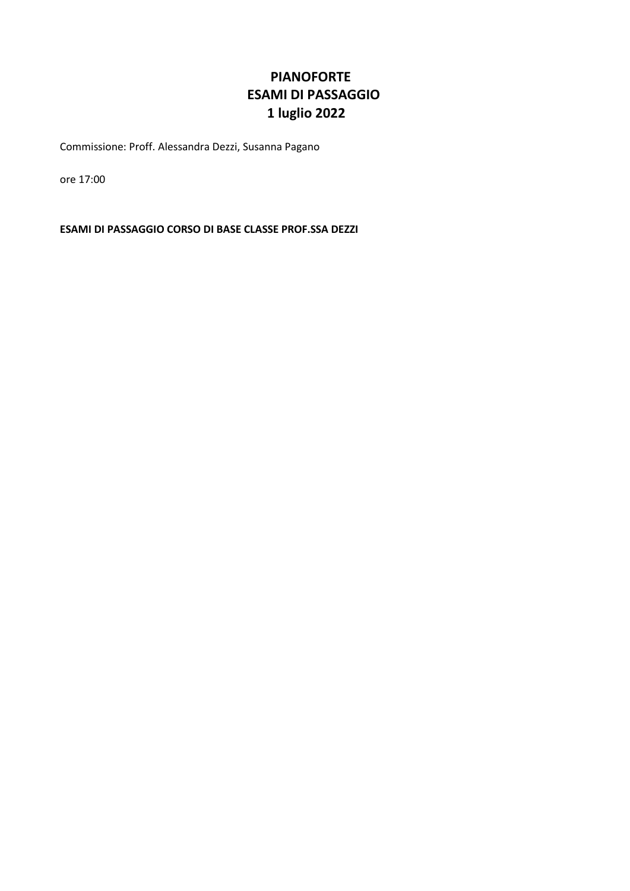# PIANOFORTE
# ESAMI DI PASSAGGIO
# 1 luglio 2022

Commissione: Proff. Alessandra Dezzi, Susanna Pagano

ore 17:00

**ESAMI DI PASSAGGIO CORSO DI BASE CLASSE PROF.SSA DEZZI**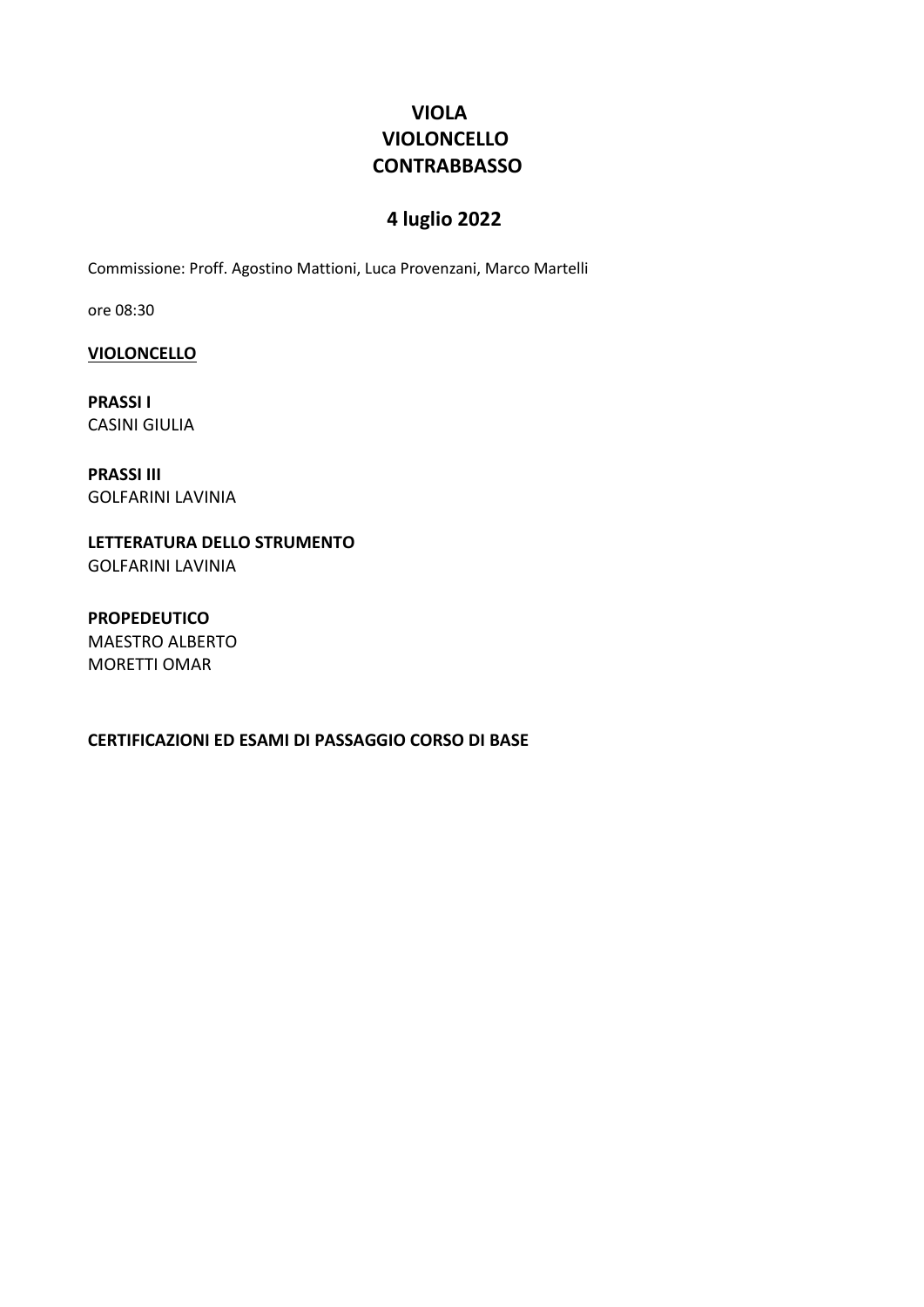# VIOLA
# VIOLONCELLO
# CONTRABBASSO

## 4 luglio 2022

Commissione: Proff. Agostino Mattioni, Luca Provenzani, Marco Martelli

ore 08:30

**VIOLONCELLO**

**PRASSI I**
CASINI GIULIA

**PRASSI III**
GOLFARINI LAVINIA

**LETTERATURA DELLO STRUMENTO**
GOLFARINI LAVINIA

**PROPEDEUTICO**
MAESTRO ALBERTO
MORETTI OMAR

**CERTIFICAZIONI ED ESAMI DI PASSAGGIO CORSO DI BASE**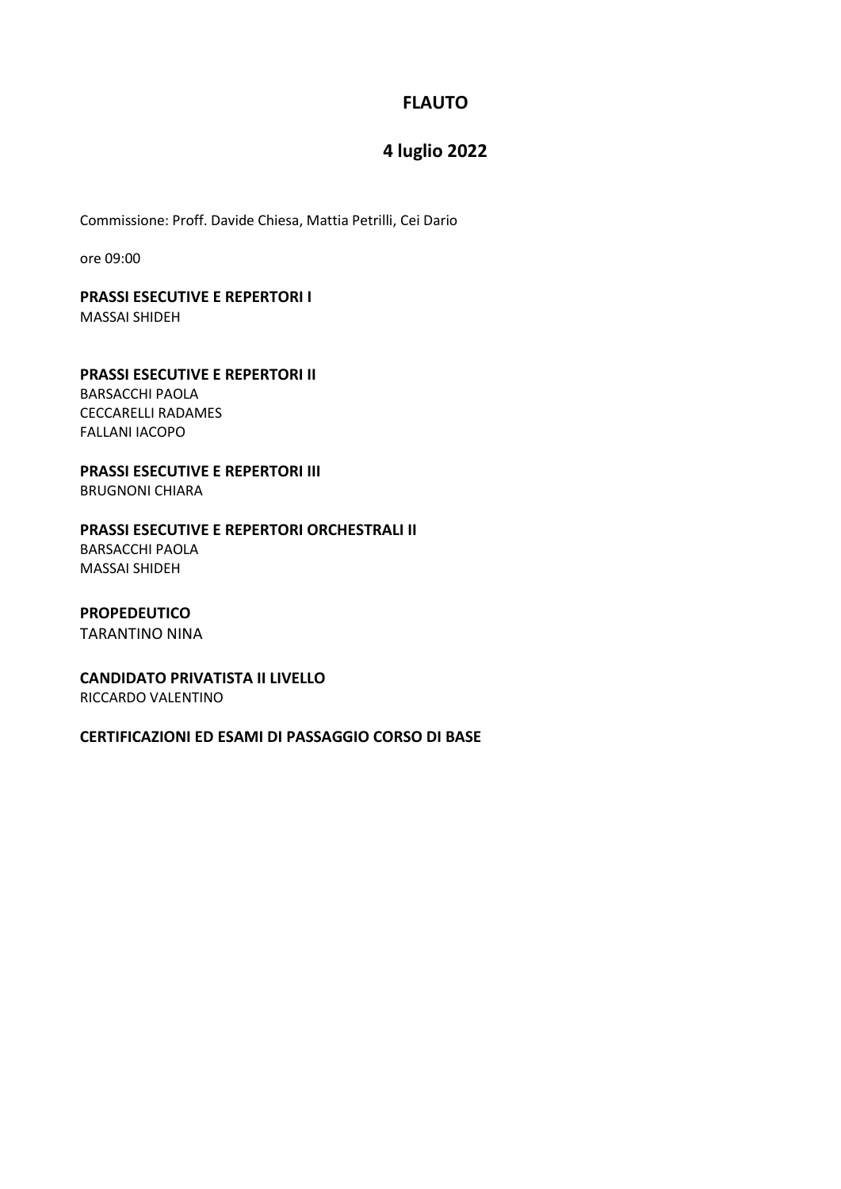# FLAUTO

## 4 luglio 2022

Commissione: Proff. Davide Chiesa, Mattia Petrilli, Cei Dario

ore 09:00

**PRASSI ESECUTIVE E REPERTORI I**
MASSAI SHIDEH

**PRASSI ESECUTIVE E REPERTORI II**
BARSACCHI PAOLA
CECCARELLI RADAMES
FALLANI IACOPO

**PRASSI ESECUTIVE E REPERTORI III**
BRUGNONI CHIARA

**PRASSI ESECUTIVE E REPERTORI ORCHESTRALI II**
BARSACCHI PAOLA
MASSAI SHIDEH

**PROPEDEUTICO**
TARANTINO NINA

**CANDIDATO PRIVATISTA II LIVELLO**
RICCARDO VALENTINO

**CERTIFICAZIONI ED ESAMI DI PASSAGGIO CORSO DI BASE**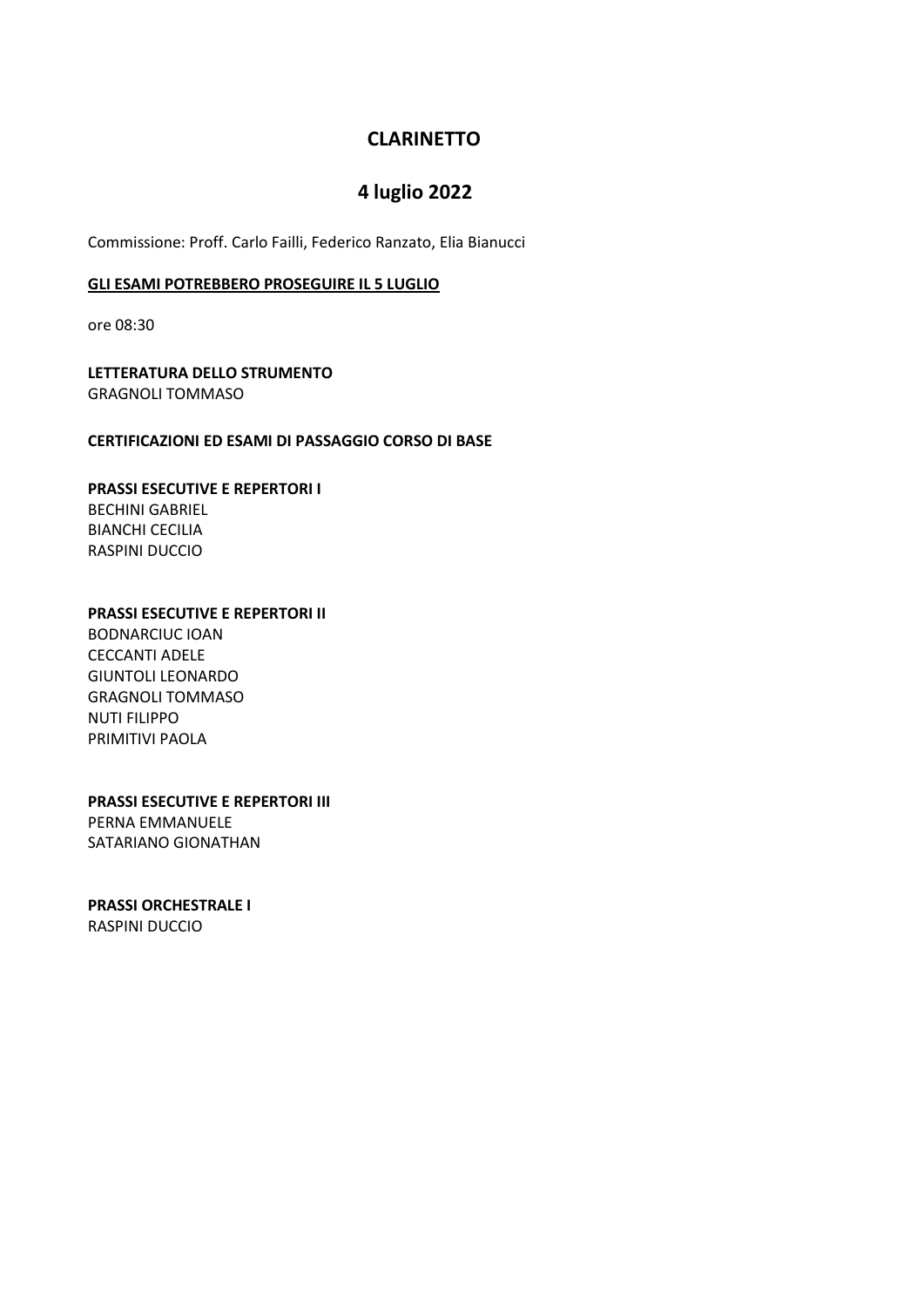# CLARINETTO

## 4 luglio 2022

Commissione: Proff. Carlo Failli, Federico Ranzato, Elia Bianucci

**GLI ESAMI POTREBBERO PROSEGUIRE IL 5 LUGLIO**

ore 08:30

**LETTERATURA DELLO STRUMENTO**
GRAGNOLI TOMMASO

**CERTIFICAZIONI ED ESAMI DI PASSAGGIO CORSO DI BASE**

**PRASSI ESECUTIVE E REPERTORI I**
BECHINI GABRIEL
BIANCHI CECILIA
RASPINI DUCCIO

**PRASSI ESECUTIVE E REPERTORI II**
BODNARCIUC IOAN
CECCANTI ADELE
GIUNTOLI LEONARDO
GRAGNOLI TOMMASO
NUTI FILIPPO
PRIMITIVI PAOLA

**PRASSI ESECUTIVE E REPERTORI III**
PERNA EMMANUELE
SATARIANO GIONATHAN

**PRASSI ORCHESTRALE I**
RASPINI DUCCIO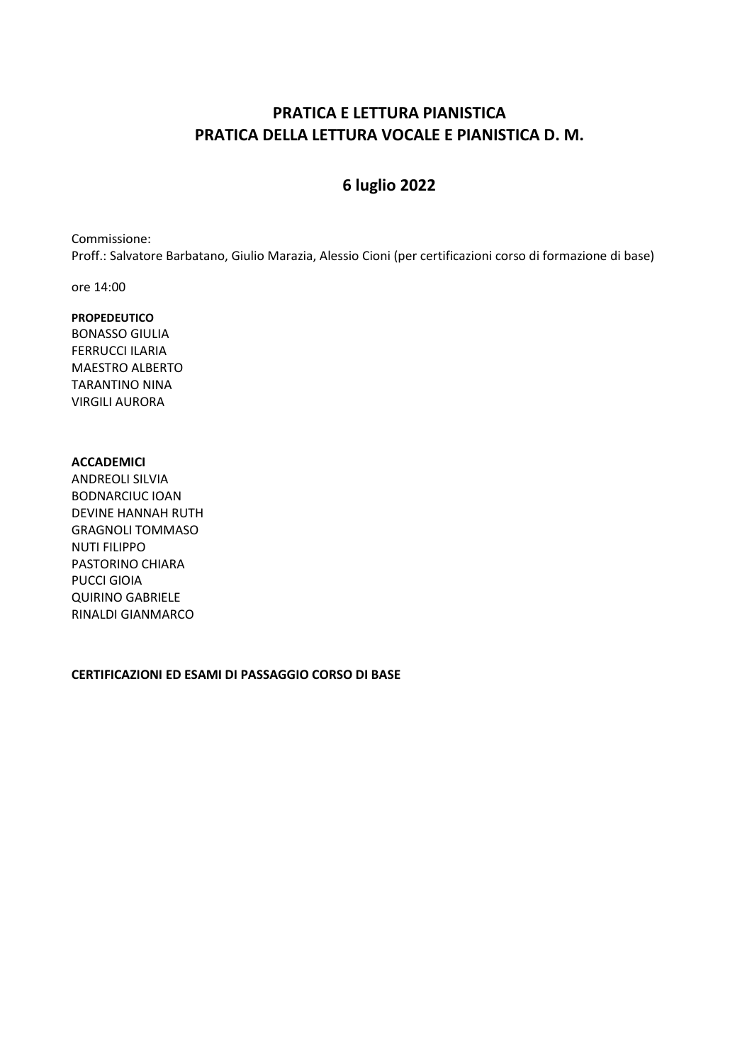# PRATICA E LETTURA PIANISTICA
# PRATICA DELLA LETTURA VOCALE E PIANISTICA D. M.

## 6 luglio 2022

Commissione:
Proff.: Salvatore Barbatano, Giulio Marazia, Alessio Cioni (per certificazioni corso di formazione di base)

ore 14:00

**PROPEDEUTICO**
BONASSO GIULIA
FERRUCCI ILARIA
MAESTRO ALBERTO
TARANTINO NINA
VIRGILI AURORA

**ACCADEMICI**
ANDREOLI SILVIA
BODNARCIUC IOAN
DEVINE HANNAH RUTH
GRAGNOLI TOMMASO
NUTI FILIPPO
PASTORINO CHIARA
PUCCI GIOIA
QUIRINO GABRIELE
RINALDI GIANMARCO

**CERTIFICAZIONI ED ESAMI DI PASSAGGIO CORSO DI BASE**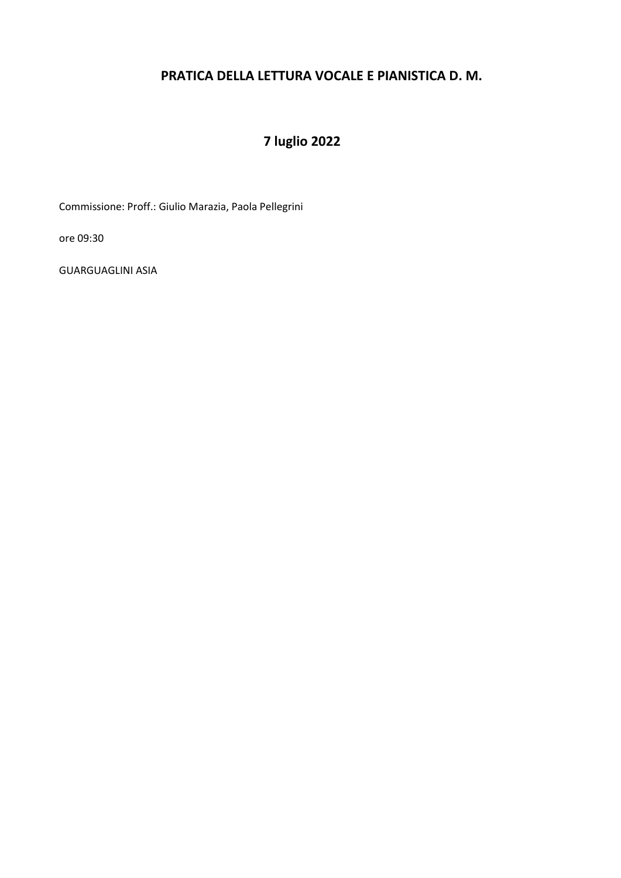## PRATICA DELLA LETTURA VOCALE E PIANISTICA D. M.

## 7 luglio 2022

Commissione: Proff.: Giulio Marazia, Paola Pellegrini

ore 09:30

GUARGUAGLINI ASIA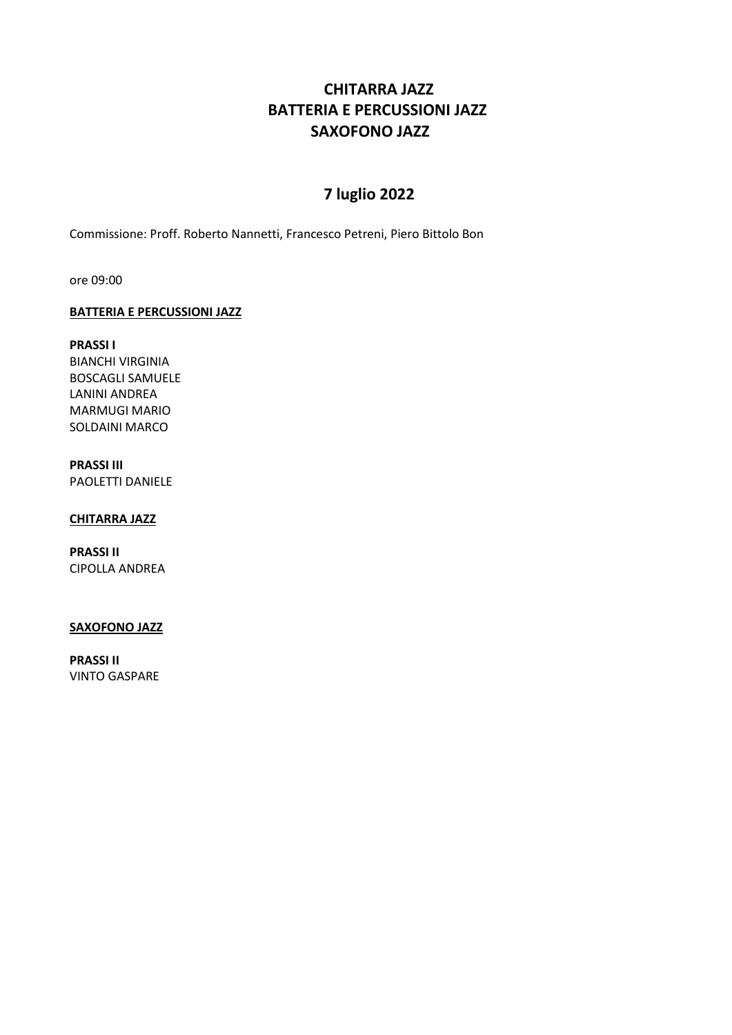# CHITARRA JAZZ
# BATTERIA E PERCUSSIONI JAZZ
# SAXOFONO JAZZ

## 7 luglio 2022

Commissione: Proff. Roberto Nannetti, Francesco Petreni, Piero Bittolo Bon

ore 09:00

**BATTERIA E PERCUSSIONI JAZZ**

**PRASSI I**
BIANCHI VIRGINIA
BOSCAGLI SAMUELE
LANINI ANDREA
MARMUGI MARIO
SOLDAINI MARCO

**PRASSI III**
PAOLETTI DANIELE

**CHITARRA JAZZ**

**PRASSI II**
CIPOLLA ANDREA

**SAXOFONO JAZZ**

**PRASSI II**
VINTO GASPARE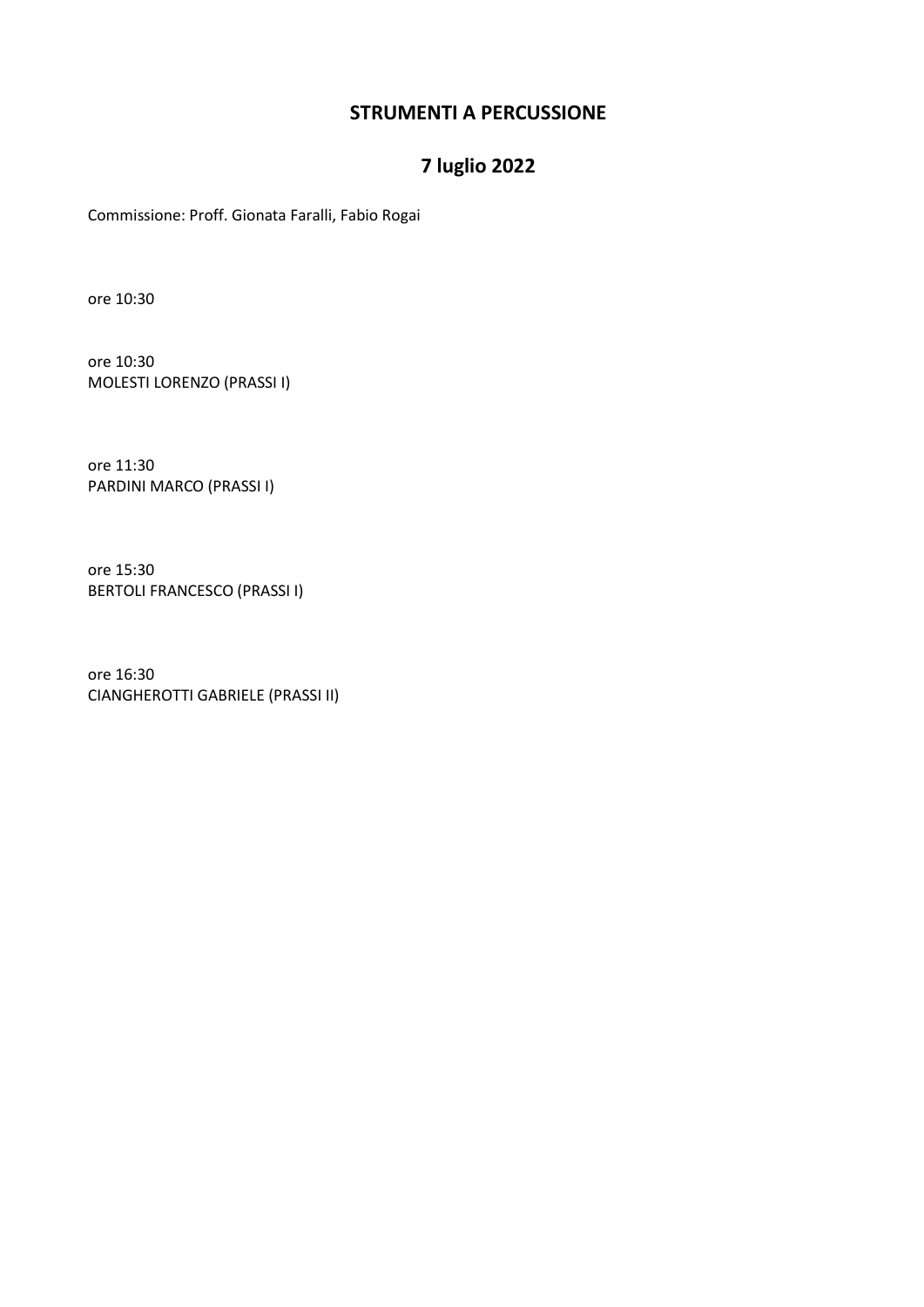## STRUMENTI A PERCUSSIONE

## 7 luglio 2022

Commissione: Proff. Gionata Faralli, Fabio Rogai

ore 10:30

ore 10:30
MOLESTI LORENZO (PRASSI I)

ore 11:30
PARDINI MARCO (PRASSI I)

ore 15:30
BERTOLI FRANCESCO (PRASSI I)

ore 16:30
CIANGHEROTTI GABRIELE (PRASSI II)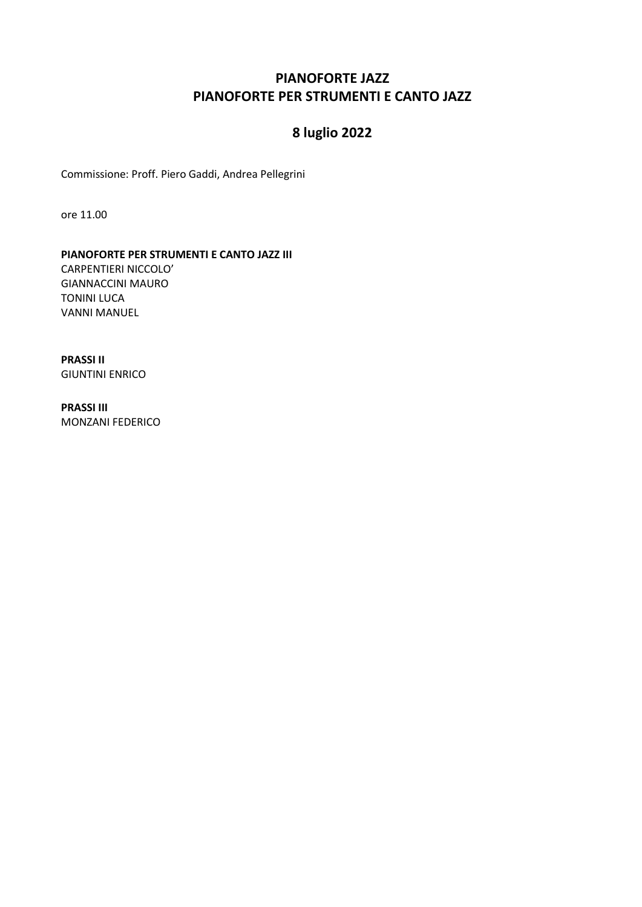# PIANOFORTE JAZZ
# PIANOFORTE PER STRUMENTI E CANTO JAZZ

## 8 luglio 2022

Commissione: Proff. Piero Gaddi, Andrea Pellegrini

ore 11.00

**PIANOFORTE PER STRUMENTI E CANTO JAZZ III**
CARPENTIERI NICCOLO'
GIANNACCINI MAURO
TONINI LUCA
VANNI MANUEL

**PRASSI II**
GIUNTINI ENRICO

**PRASSI III**
MONZANI FEDERICO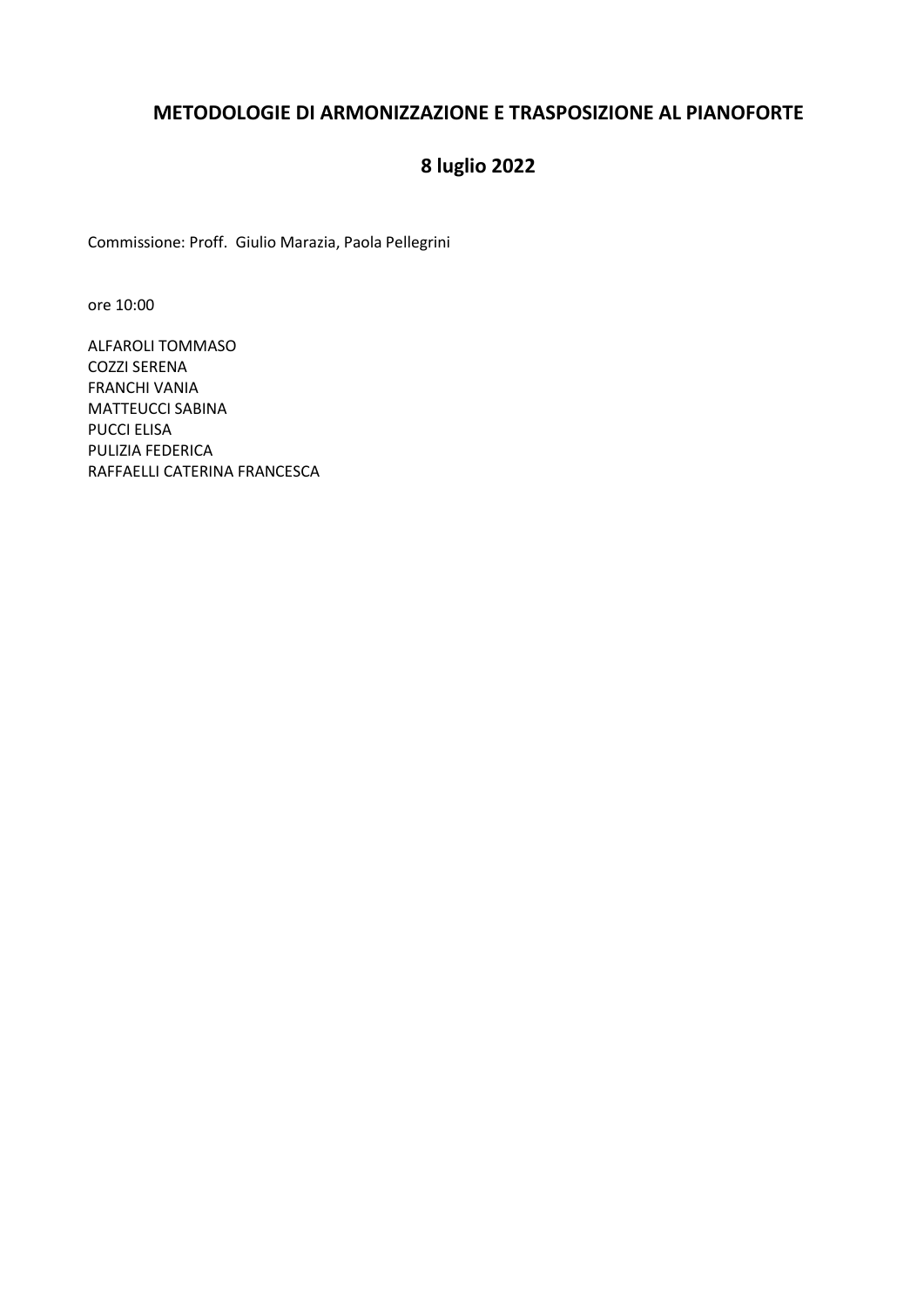# METODOLOGIE DI ARMONIZZAZIONE E TRASPOSIZIONE AL PIANOFORTE

## 8 luglio 2022

Commissione: Proff. Giulio Marazia, Paola Pellegrini

ore 10:00

ALFAROLI TOMMASO
COZZI SERENA
FRANCHI VANIA
MATTEUCCI SABINA
PUCCI ELISA
PULIZIA FEDERICA
RAFFAELLI CATERINA FRANCESCA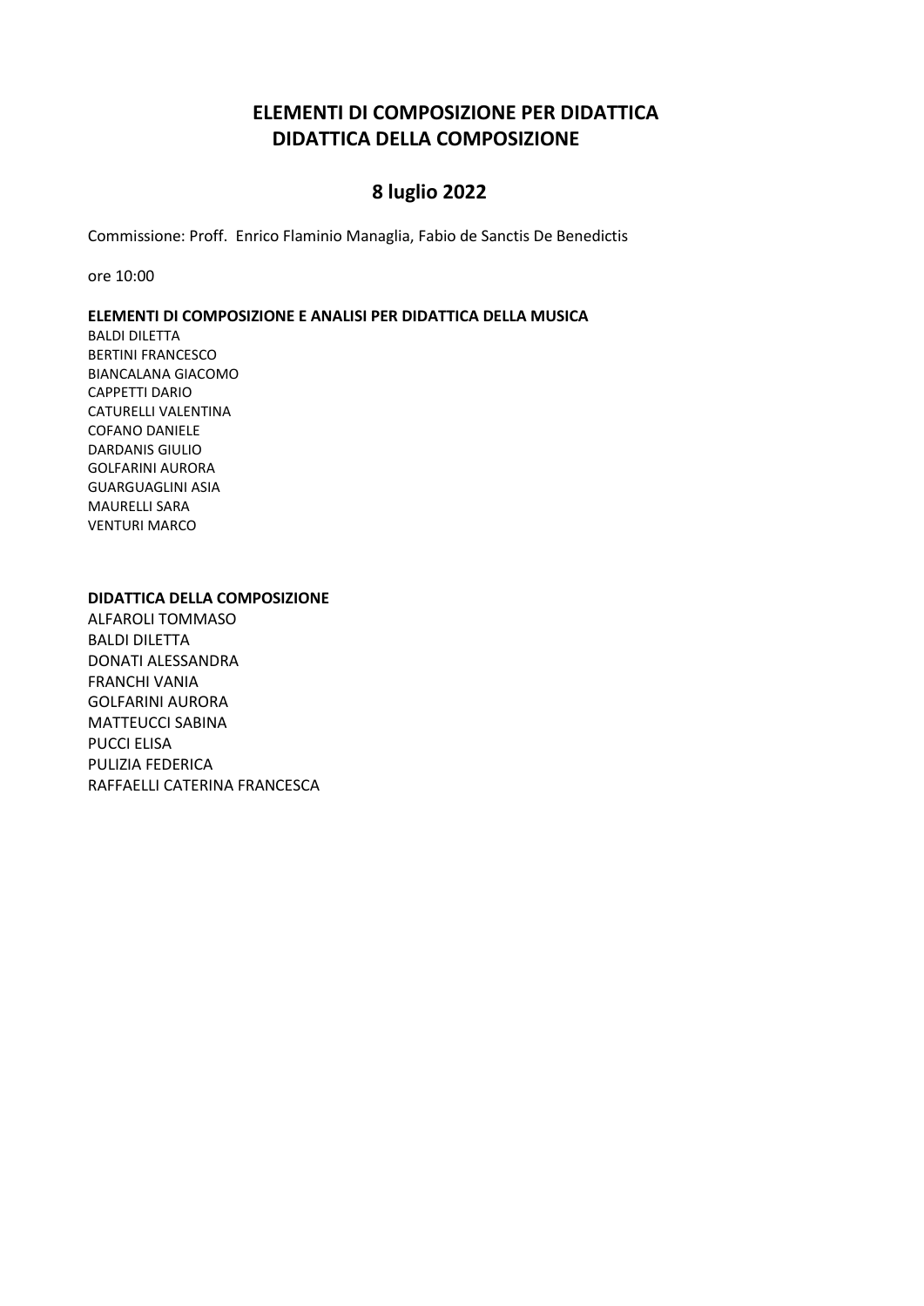# ELEMENTI DI COMPOSIZIONE PER DIDATTICA
# DIDATTICA DELLA COMPOSIZIONE

## 8 luglio 2022

Commissione: Proff. Enrico Flaminio Managlia, Fabio de Sanctis De Benedictis

ore 10:00

**ELEMENTI DI COMPOSIZIONE E ANALISI PER DIDATTICA DELLA MUSICA**

BALDI DILETTA
BERTINI FRANCESCO
BIANCALANA GIACOMO
CAPPETTI DARIO
CATURELLI VALENTINA
COFANO DANIELE
DARDANIS GIULIO
GOLFARINI AURORA
GUARGUAGLINI ASIA
MAURELLI SARA
VENTURI MARCO

**DIDATTICA DELLA COMPOSIZIONE**

ALFAROLI TOMMASO
BALDI DILETTA
DONATI ALESSANDRA
FRANCHI VANIA
GOLFARINI AURORA
MATTEUCCI SABINA
PUCCI ELISA
PULIZIA FEDERICA
RAFFAELLI CATERINA FRANCESCA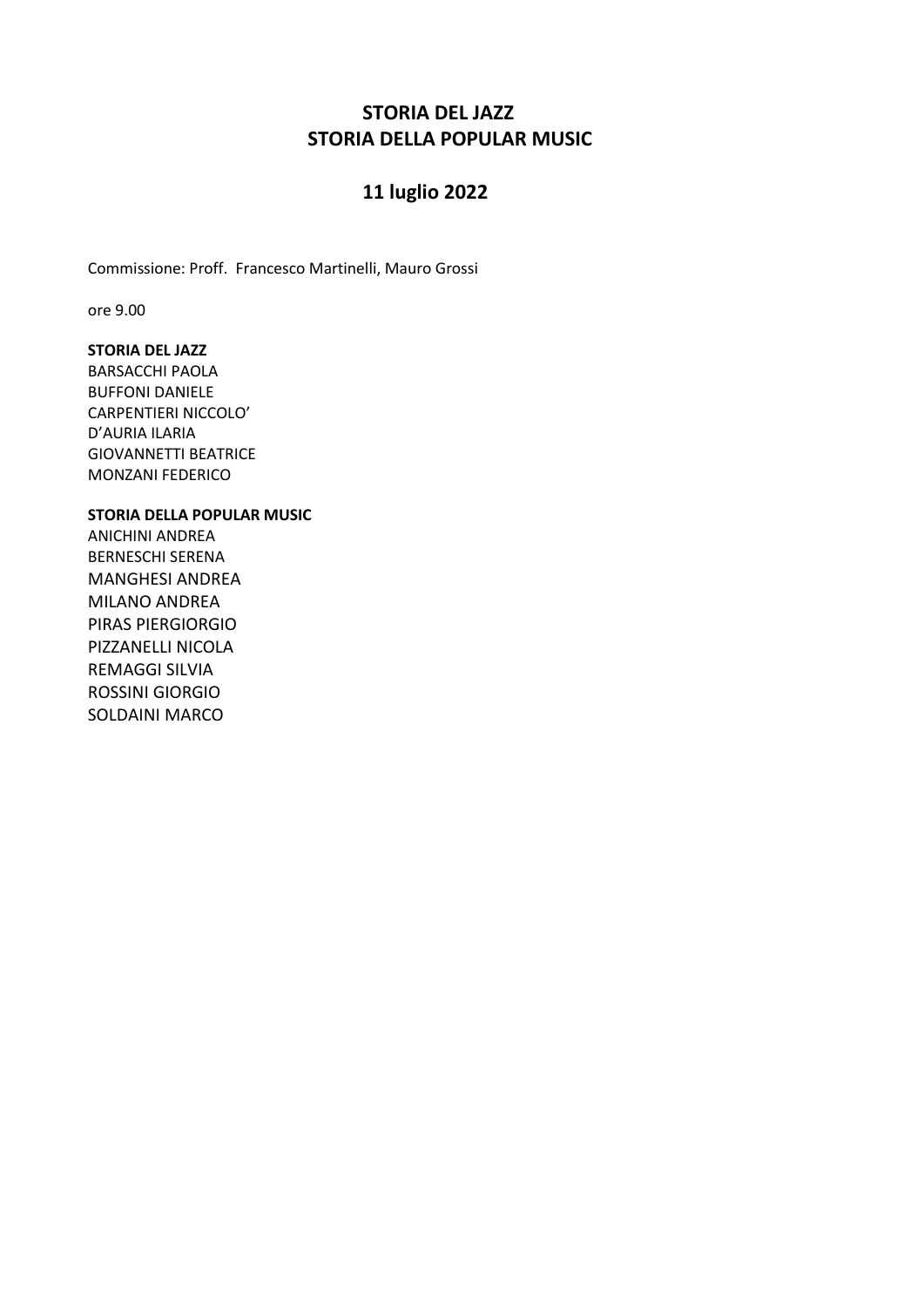# STORIA DEL JAZZ
# STORIA DELLA POPULAR MUSIC

## 11 luglio 2022

Commissione: Proff. Francesco Martinelli, Mauro Grossi

ore 9.00

**STORIA DEL JAZZ**
BARSACCHI PAOLA
BUFFONI DANIELE
CARPENTIERI NICCOLO'
D'AURIA ILARIA
GIOVANNETTI BEATRICE
MONZANI FEDERICO

**STORIA DELLA POPULAR MUSIC**
ANICHINI ANDREA
BERNESCHI SERENA
MANGHESI ANDREA
MILANO ANDREA
PIRAS PIERGIORGIO
PIZZANELLI NICOLA
REMAGGI SILVIA
ROSSINI GIORGIO
SOLDAINI MARCO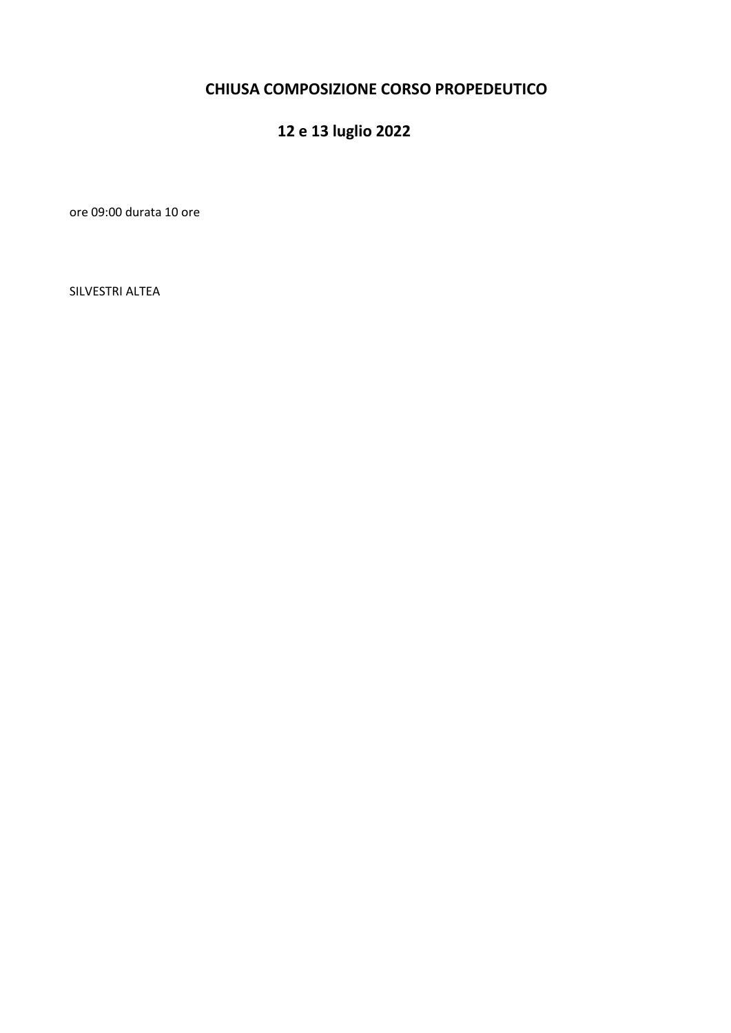**CHIUSA COMPOSIZIONE CORSO PROPEDEUTICO**

**12 e 13 luglio 2022**

ore 09:00 durata 10 ore

SILVESTRI ALTEA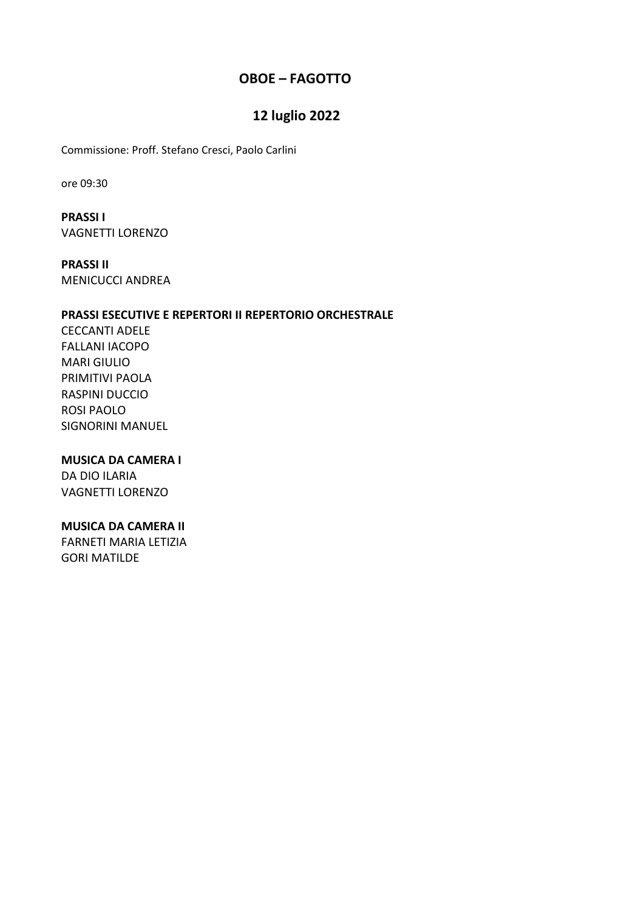## OBOE – FAGOTTO

## 12 luglio 2022

Commissione: Proff. Stefano Cresci, Paolo Carlini

ore 09:30

**PRASSI I**
VAGNETTI LORENZO

**PRASSI II**
MENICUCCI ANDREA

**PRASSI ESECUTIVE E REPERTORI II REPERTORIO ORCHESTRALE**
CECCANTI ADELE
FALLANI IACOPO
MARI GIULIO
PRIMITIVI PAOLA
RASPINI DUCCIO
ROSI PAOLO
SIGNORINI MANUEL

**MUSICA DA CAMERA I**
DA DIO ILARIA
VAGNETTI LORENZO

**MUSICA DA CAMERA II**
FARNETI MARIA LETIZIA
GORI MATILDE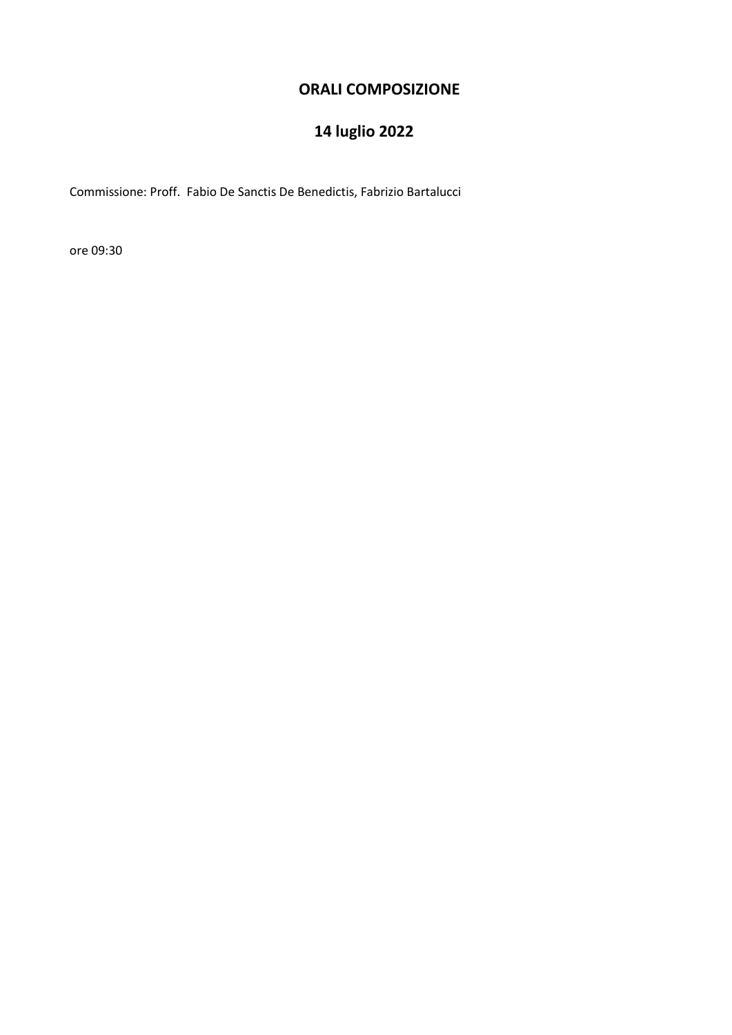# ORALI COMPOSIZIONE

## 14 luglio 2022

Commissione: Proff. Fabio De Sanctis De Benedictis, Fabrizio Bartalucci

ore 09:30